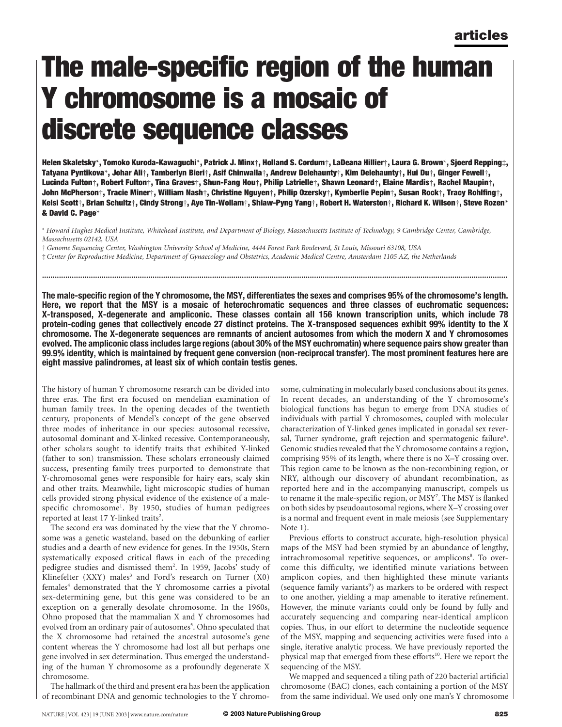# The male-specific region of the human Y chromosome is a mosaic of discrete sequence classes

**Helen Skaletsky\*, Tomoko Kuroda-Kawaguchi\*, Patrick J. Minx†, Holland S. Cordum†, LaDeana Hillier†, Laura G. Brown\*, Sjoerd Repping‡, Tatyana Pyntikova\*, Johar Ali†, Tamberlyn Bieri†, Asif Chinwalla†, Andrew Delehaunty†, Kim Delehaunty†, Hui Du†, Ginger Fewell†, Lucinda Fulton†, Robert Fulton†, Tina Graves†, Shun-Fang Hou†, Philip Latrielle†, Shawn Leonard†, Elaine Mardis†, Rachel Maupin†, John McPherson†, Tracie Miner†, William Nash†, Christine Nguyen†, Philip Ozersky†, Kymberlie Pepin†, Susan Rock†, Tracy Rohlfing†, Kelsi Scott†, Brian Schultz†, Cindy Strong†, Aye Tin-Wollam†, Shiaw-Pyng Yang†, Robert H. Waterston†, Richard K. Wilson†, Steve Rozen\* & David C. Page\***

*\* Howard Hughes Medical Institute, Whitehead Institute, and Department of Biology, Massachusetts Institute of Technology, 9 Cambridge Center, Cambridge, Massachusetts 02142, USA*

*† Genome Sequencing Center, Washington University School of Medicine, 4444 Forest Park Boulevard, St Louis, Missouri 63108, USA*

*‡ Center for Reproductive Medicine, Department of Gynaecology and Obstetrics, Academic Medical Centre, Amsterdam 1105 AZ, the Netherlands*

**The male-specific region of the Y chromosome, the MSY, differentiates the sexes and comprises 95% of the chromosome's length. Here, we report that the MSY is a mosaic of heterochromatic sequences and three classes of euchromatic sequences: X-transposed, X-degenerate and ampliconic. These classes contain all 156 known transcription units, which include 78 protein-coding genes that collectively encode 27 distinct proteins. The X-transposed sequences exhibit 99% identity to the X chromosome. The X-degenerate sequences are remnants of ancient autosomes from which the modern X and Y chromosomes evolved. The ampliconic class includes large regions (about 30% of the MSY euchromatin) where sequence pairs show greater than 99.9% identity, which is maintained by frequent gene conversion (non-reciprocal transfer). The most prominent features here are eight massive palindromes, at least six of which contain testis genes.**

The history of human Y chromosome research can be divided into three eras. The first era focused on mendelian examination of human family trees. In the opening decades of the twentieth century, proponents of Mendel's concept of the gene observed three modes of inheritance in our species: autosomal recessive, autosomal dominant and X-linked recessive. Contemporaneously, other scholars sought to identify traits that exhibited Y-linked (father to son) transmission. These scholars erroneously claimed success, presenting family trees purported to demonstrate that Y-chromosomal genes were responsible for hairy ears, scaly skin and other traits. Meanwhile, light microscopic studies of human cells provided strong physical evidence of the existence of a male-specific chromosome[1]. By 1950, studies of human pedigrees reported at least 17 Y-linked traits[2].

The second era was dominated by the view that the Y chromosome was a genetic wasteland, based on the debunking of earlier studies and a dearth of new evidence for genes. In the 1950s, Stern systematically exposed critical flaws in each of the preceding pedigree studies and dismissed them[2]. In 1959, Jacobs' study of Klinefelter (XXY) males[3] and Ford's research on Turner (X0) females[4] demonstrated that the Y chromosome carries a pivotal sex-determining gene, but this gene was considered to be an exception on a generally desolate chromosome. In the 1960s, Ohno proposed that the mammalian X and Y chromosomes had evolved from an ordinary pair of autosomes[5]. Ohno speculated that the X chromosome had retained the ancestral autosome's gene content whereas the Y chromosome had lost all but perhaps one gene involved in sex determination. Thus emerged the understanding of the human Y chromosome as a profoundly degenerate X chromosome.

The hallmark of the third and present era has been the application of recombinant DNA and genomic technologies to the Y chromosome, culminating in molecularly based conclusions about its genes. In recent decades, an understanding of the Y chromosome's biological functions has begun to emerge from DNA studies of individuals with partial Y chromosomes, coupled with molecular characterization of Y-linked genes implicated in gonadal sex reversal, Turner syndrome, graft rejection and spermatogenic failure[6]. Genomic studies revealed that the Y chromosome contains a region, comprising 95% of its length, where there is no X–Y crossing over. This region came to be known as the non-recombining region, or NRY, although our discovery of abundant recombination, as reported here and in the accompanying manuscript, compels us to rename it the male-specific region, or MSY[7]. The MSY is flanked on both sides by pseudoautosomal regions, where X–Y crossing over is a normal and frequent event in male meiosis (see Supplementary Note 1).

Previous efforts to construct accurate, high-resolution physical maps of the MSY had been stymied by an abundance of lengthy, intrachromosomal repetitive sequences, or amplicons[8]. To overcome this difficulty, we identified minute variations between amplicon copies, and then highlighted these minute variants (sequence family variants[9]) as markers to be ordered with respect to one another, yielding a map amenable to iterative refinement. However, the minute variants could only be found by fully and accurately sequencing and comparing near-identical amplicon copies. Thus, in our effort to determine the nucleotide sequence of the MSY, mapping and sequencing activities were fused into a single, iterative analytic process. We have previously reported the physical map that emerged from these efforts[10]. Here we report the sequencing of the MSY.

We mapped and sequenced a tiling path of 220 bacterial artificial chromosome (BAC) clones, each containing a portion of the MSY from the same individual. We used only one man's Y chromosome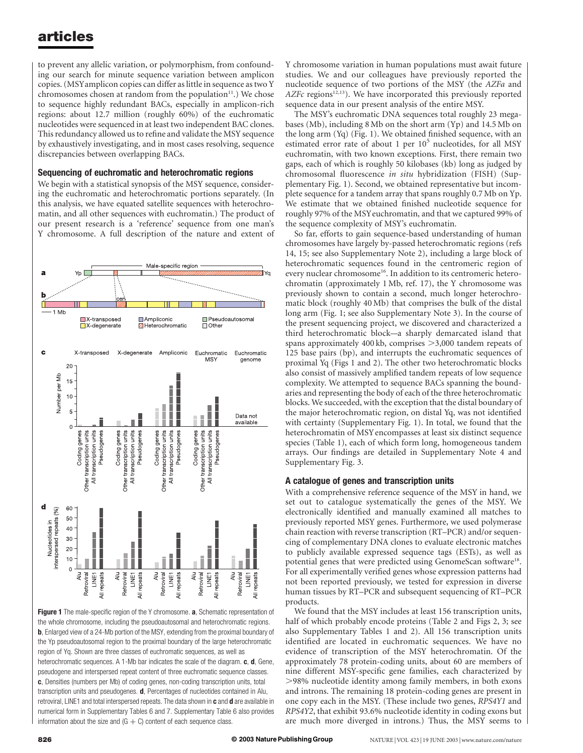to prevent any allelic variation, or polymorphism, from confounding our search for minute sequence variation between amplicon copies. (MSY amplicon copies can differ as little in sequence as two Y chromosomes chosen at random from the population[11].) We chose to sequence highly redundant BACs, especially in amplicon-rich regions: about 12.7 million (roughly 60%) of the euchromatic nucleotides were sequenced in at least two independent BAC clones. This redundancy allowed us to refine and validate the MSY sequence by exhaustively investigating, and in most cases resolving, sequence discrepancies between overlapping BACs.

## Sequencing of euchromatic and heterochromatic regions

We begin with a statistical synopsis of the MSY sequence, considering the euchromatic and heterochromatic portions separately. (In this analysis, we have equated satellite sequences with heterochromatin, and all other sequences with euchromatin.) The product of our present research is a 'reference' sequence from one man's Y chromosome. A full description of the nature and extent of Y chromosome variation in human populations must await future studies. We and our colleagues have previously reported the nucleotide sequence of two portions of the MSY (the *AZFa* and *AZFc* regions[12,13]). We have incorporated this previously reported sequence data in our present analysis of the entire MSY.

**Figure 1** The male-specific region of the Y chromosome. **a**, Schematic representation of the whole chromosome, including the pseudoautosomal and heterochromatic regions. **b**, Enlarged view of a 24-Mb portion of the MSY, extending from the proximal boundary of the Yp pseudoautosomal region to the proximal boundary of the large heterochromatic region of Yq. Shown are three classes of euchromatic sequences, as well as heterochromatic sequences. A 1-Mb bar indicates the scale of the diagram. **c**, **d**, Gene, pseudogene and interspersed repeat content of three euchromatic sequence classes. **c**, Densities (numbers per Mb) of coding genes, non-coding transcription units, total transcription units and pseudogenes. **d**, Percentages of nucleotides contained in Alu, retroviral, LINE1 and total interspersed repeats. The data shown in **c** and **d** are available in numerical form in Supplementary Tables 6 and 7. Supplementary Table 6 also provides information about the size and (G + C) content of each sequence class.

The MSY's euchromatic DNA sequences total roughly 23 megabases (Mb), including 8 Mb on the short arm (Yp) and 14.5 Mb on the long arm (Yq) (Fig. 1). We obtained finished sequence, with an estimated error rate of about 1 per $10^5$ nucleotides, for all MSY euchromatin, with two known exceptions. First, there remain two gaps, each of which is roughly 50 kilobases (kb) long as judged by chromosomal fluorescence *in situ* hybridization (FISH) (Supplementary Fig. 1). Second, we obtained representative but incomplete sequence for a tandem array that spans roughly 0.7 Mb on Yp. We estimate that we obtained finished nucleotide sequence for roughly 97% of the MSY euchromatin, and that we captured 99% of the sequence complexity of MSY's euchromatin.

So far, efforts to gain sequence-based understanding of human chromosomes have largely by-passed heterochromatic regions (refs 14, 15; see also Supplementary Note 2), including a large block of heterochromatic sequences found in the centromeric region of every nuclear chromosome[16]. In addition to its centromeric heterochromatin (approximately 1 Mb, ref. 17), the Y chromosome was previously shown to contain a second, much longer heterochromatic block (roughly 40 Mb) that comprises the bulk of the distal long arm (Fig. 1; see also Supplementary Note 3). In the course of the present sequencing project, we discovered and characterized a third heterochromatic block—a sharply demarcated island that spans approximately 400 kb, comprises >3,000 tandem repeats of 125 base pairs (bp), and interrupts the euchromatic sequences of proximal Yq (Figs 1 and 2). The other two heterochromatic blocks also consist of massively amplified tandem repeats of low sequence complexity. We attempted to sequence BACs spanning the boundaries and representing the body of each of the three heterochromatic blocks. We succeeded, with the exception that the distal boundary of the major heterochromatic region, on distal Yq, was not identified with certainty (Supplementary Fig. 1). In total, we found that the heterochromatin of MSY encompasses at least six distinct sequence species (Table 1), each of which form long, homogeneous tandem arrays. Our findings are detailed in Supplementary Note 4 and Supplementary Fig. 3.

## A catalogue of genes and transcription units

With a comprehensive reference sequence of the MSY in hand, we set out to catalogue systematically the genes of the MSY. We electronically identified and manually examined all matches to previously reported MSY genes. Furthermore, we used polymerase chain reaction with reverse transcription (RT–PCR) and/or sequencing of complementary DNA clones to evaluate electronic matches to publicly available expressed sequence tags (ESTs), as well as potential genes that were predicted using GenomeScan software[18]. For all experimentally verified genes whose expression patterns had not been reported previously, we tested for expression in diverse human tissues by RT–PCR and subsequent sequencing of RT–PCR products.

We found that the MSY includes at least 156 transcription units, half of which probably encode proteins (Table 2 and Figs 2, 3; see also Supplementary Tables 1 and 2). All 156 transcription units identified are located in euchromatic sequences. We have no evidence of transcription of the MSY heterochromatin. Of the approximately 78 protein-coding units, about 60 are members of nine different MSY-specific gene families, each characterized by >98% nucleotide identity among family members, in both exons and introns. The remaining 18 protein-coding genes are present in one copy each in the MSY. (These include two genes, *RPS4Y1* and *RPS4Y2*, that exhibit 93.6% nucleotide identity in coding exons but are much more diverged in introns.) Thus, the MSY seems to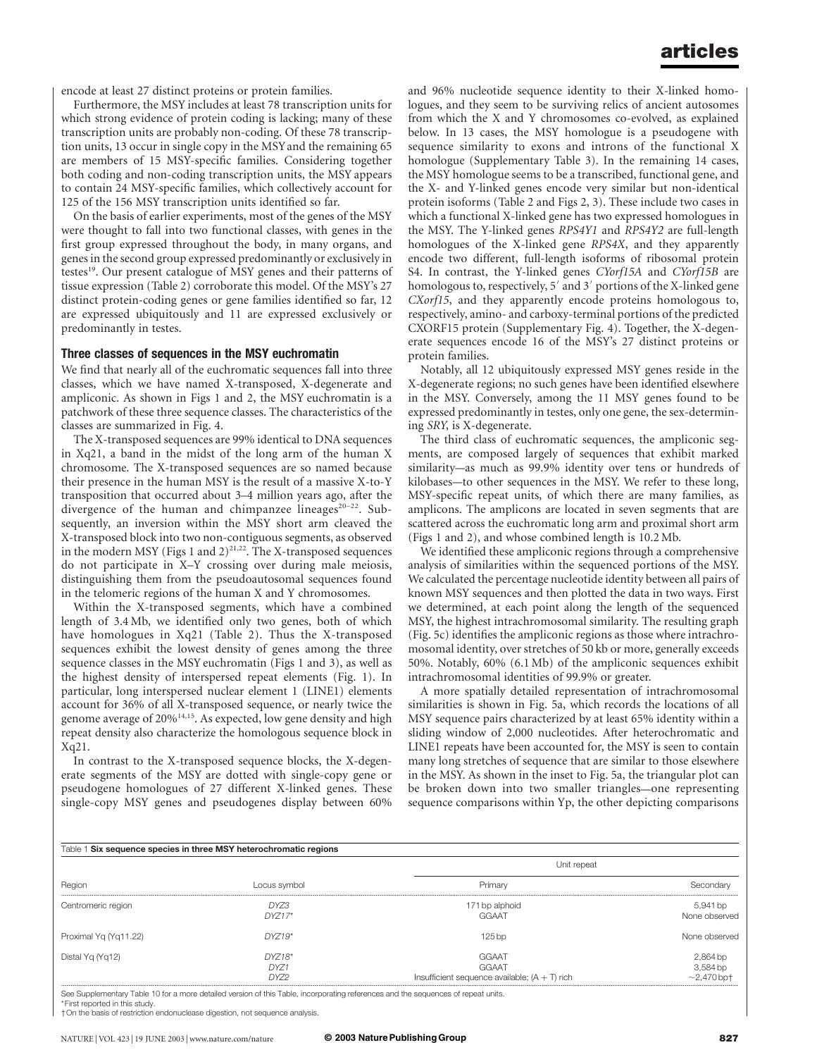encode at least 27 distinct proteins or protein families.

Furthermore, the MSY includes at least 78 transcription units for which strong evidence of protein coding is lacking; many of these transcription units are probably non-coding. Of these 78 transcription units, 13 occur in single copy in the MSY and the remaining 65 are members of 15 MSY-specific families. Considering together both coding and non-coding transcription units, the MSY appears to contain 24 MSY-specific families, which collectively account for 125 of the 156 MSY transcription units identified so far.

On the basis of earlier experiments, most of the genes of the MSY were thought to fall into two functional classes, with genes in the first group expressed throughout the body, in many organs, and genes in the second group expressed predominantly or exclusively in testes[19]. Our present catalogue of MSY genes and their patterns of tissue expression (Table 2) corroborate this model. Of the MSY's 27 distinct protein-coding genes or gene families identified so far, 12 are expressed ubiquitously and 11 are expressed exclusively or predominantly in testes.

### Three classes of sequences in the MSY euchromatin

We find that nearly all of the euchromatic sequences fall into three classes, which we have named X-transposed, X-degenerate and ampliconic. As shown in Figs 1 and 2, the MSY euchromatin is a patchwork of these three sequence classes. The characteristics of the classes are summarized in Fig. 4.

The X-transposed sequences are 99% identical to DNA sequences in Xq21, a band in the midst of the long arm of the human X chromosome. The X-transposed sequences are so named because their presence in the human MSY is the result of a massive X-to-Y transposition that occurred about 3–4 million years ago, after the divergence of the human and chimpanzee lineages[20–22]. Subsequently, an inversion within the MSY short arm cleaved the X-transposed block into two non-contiguous segments, as observed in the modern MSY (Figs 1 and 2)[21,22]. The X-transposed sequences do not participate in X–Y crossing over during male meiosis, distinguishing them from the pseudoautosomal sequences found in the telomeric regions of the human X and Y chromosomes.

Within the X-transposed segments, which have a combined length of 3.4 Mb, we identified only two genes, both of which have homologues in Xq21 (Table 2). Thus the X-transposed sequences exhibit the lowest density of genes among the three sequence classes in the MSY euchromatin (Figs 1 and 3), as well as the highest density of interspersed repeat elements (Fig. 1). In particular, long interspersed nuclear element 1 (LINE1) elements account for 36% of all X-transposed sequence, or nearly twice the genome average of 20%[14,15]. As expected, low gene density and high repeat density also characterize the homologous sequence block in Xq21.

In contrast to the X-transposed sequence blocks, the X-degenerate segments of the MSY are dotted with single-copy gene or pseudogene homologues of 27 different X-linked genes. These single-copy MSY genes and pseudogenes display between 60% and 96% nucleotide sequence identity to their X-linked homologues, and they seem to be surviving relics of ancient autosomes from which the X and Y chromosomes co-evolved, as explained below. In 13 cases, the MSY homologue is a pseudogene with sequence similarity to exons and introns of the functional X homologue (Supplementary Table 3). In the remaining 14 cases, the MSY homologue seems to be a transcribed, functional gene, and the X- and Y-linked genes encode very similar but non-identical protein isoforms (Table 2 and Figs 2, 3). These include two cases in which a functional X-linked gene has two expressed homologues in the MSY. The Y-linked genes *RPS4Y1* and *RPS4Y2* are full-length homologues of the X-linked gene *RPS4X*, and they apparently encode two different, full-length isoforms of ribosomal protein S4. In contrast, the Y-linked genes *CYorf15A* and *CYorf15B* are homologous to, respectively, 5′ and 3′ portions of the X-linked gene *CXorf15*, and they apparently encode proteins homologous to, respectively, amino- and carboxy-terminal portions of the predicted CXORF15 protein (Supplementary Fig. 4). Together, the X-degenerate sequences encode 16 of the MSY's 27 distinct proteins or protein families.

Notably, all 12 ubiquitously expressed MSY genes reside in the X-degenerate regions; no such genes have been identified elsewhere in the MSY. Conversely, among the 11 MSY genes found to be expressed predominantly in testes, only one gene, the sex-determining *SRY*, is X-degenerate.

The third class of euchromatic sequences, the ampliconic segments, are composed largely of sequences that exhibit marked similarity—as much as 99.9% identity over tens or hundreds of kilobases—to other sequences in the MSY. We refer to these long, MSY-specific repeat units, of which there are many families, as amplicons. The amplicons are located in seven segments that are scattered across the euchromatic long arm and proximal short arm (Figs 1 and 2), and whose combined length is 10.2 Mb.

We identified these ampliconic regions through a comprehensive analysis of similarities within the sequenced portions of the MSY. We calculated the percentage nucleotide identity between all pairs of known MSY sequences and then plotted the data in two ways. First we determined, at each point along the length of the sequenced MSY, the highest intrachromosomal similarity. The resulting graph (Fig. 5c) identifies the ampliconic regions as those where intrachromosomal identity, over stretches of 50 kb or more, generally exceeds 50%. Notably, 60% (6.1 Mb) of the ampliconic sequences exhibit intrachromosomal identities of 99.9% or greater.

A more spatially detailed representation of intrachromosomal similarities is shown in Fig. 5a, which records the locations of all MSY sequence pairs characterized by at least 65% identity within a sliding window of 2,000 nucleotides. After heterochromatic and LINE1 repeats have been accounted for, the MSY is seen to contain many long stretches of sequence that are similar to those elsewhere in the MSY. As shown in the inset to Fig. 5a, the triangular plot can be broken down into two smaller triangles—one representing sequence comparisons within Yp, the other depicting comparisons

Table 1 **Six sequence species in three MSY heterochromatic regions**

| Region | Locus symbol | Unit repeat | |
|---|---|---|---|
| | | Primary | Secondary |
| Centromeric region | *DYZ3* | 171 bp alphoid | 5,941 bp |
| | *DYZ17\** | GGAAT | None observed |
| Proximal Yq (Yq11.22) | *DYZ19\** | 125 bp | None observed |
| Distal Yq (Yq12) | *DYZ18\** | GGAAT | 2,864 bp |
| | *DYZ1* | GGAAT | 3,584 bp |
| | *DYZ2* | Insufficient sequence available; (A + T) rich | ~2,470 bp† |

See Supplementary Table 10 for a more detailed version of this Table, incorporating references and the sequences of repeat units.
\*First reported in this study.
†On the basis of restriction endonuclease digestion, not sequence analysis.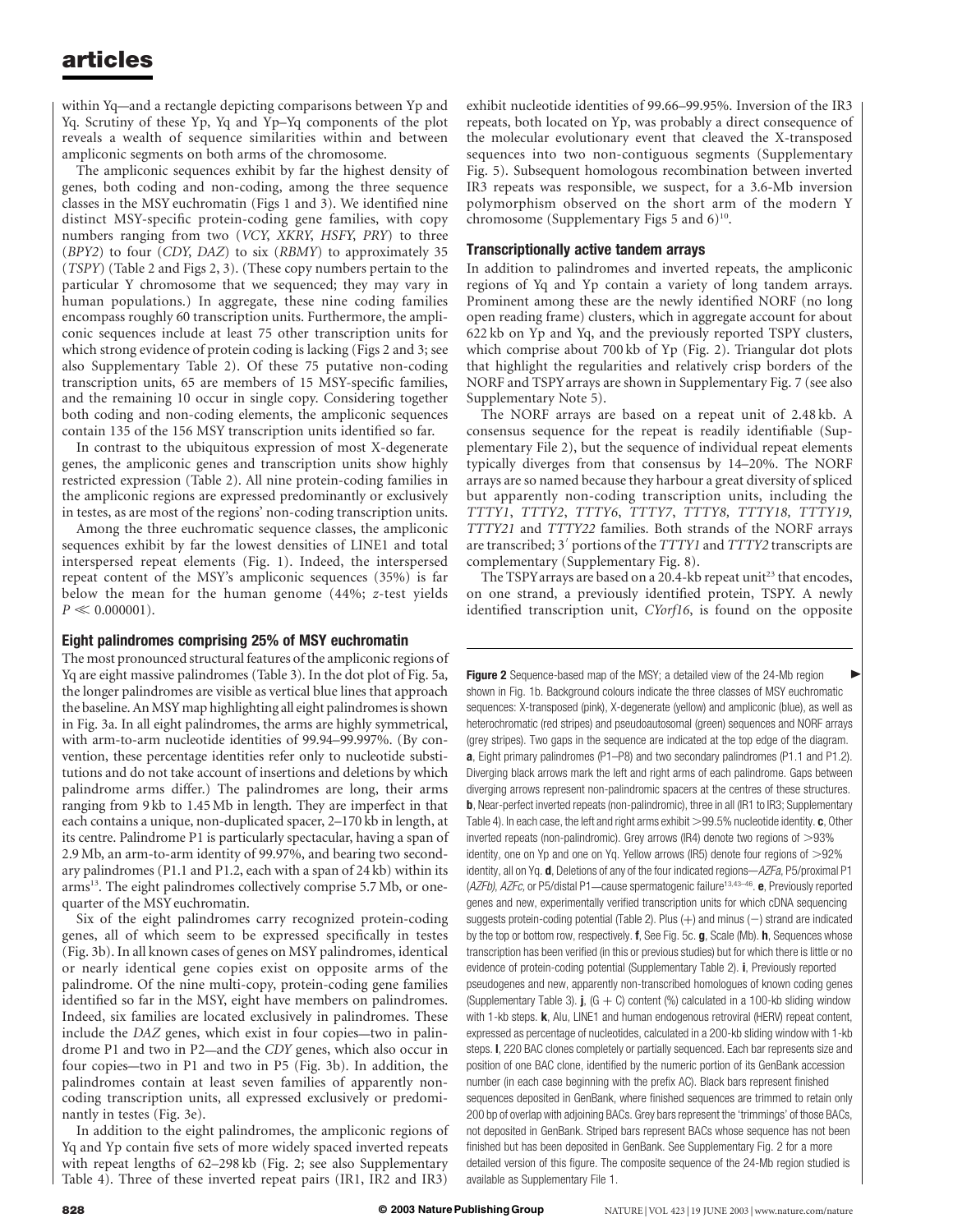within Yq—and a rectangle depicting comparisons between Yp and Yq. Scrutiny of these Yp, Yq and Yp–Yq components of the plot reveals a wealth of sequence similarities within and between ampliconic segments on both arms of the chromosome.

The ampliconic sequences exhibit by far the highest density of genes, both coding and non-coding, among the three sequence classes in the MSY euchromatin (Figs 1 and 3). We identified nine distinct MSY-specific protein-coding gene families, with copy numbers ranging from two (*VCY*, *XKRY*, *HSFY*, *PRY*) to three (*BPY2*) to four (*CDY*, *DAZ*) to six (*RBMY*) to approximately 35 (*TSPY*) (Table 2 and Figs 2, 3). (These copy numbers pertain to the particular Y chromosome that we sequenced; they may vary in human populations.) In aggregate, these nine coding families encompass roughly 60 transcription units. Furthermore, the ampliconic sequences include at least 75 other transcription units for which strong evidence of protein coding is lacking (Figs 2 and 3; see also Supplementary Table 2). Of these 75 putative non-coding transcription units, 65 are members of 15 MSY-specific families, and the remaining 10 occur in single copy. Considering together both coding and non-coding elements, the ampliconic sequences contain 135 of the 156 MSY transcription units identified so far.

In contrast to the ubiquitous expression of most X-degenerate genes, the ampliconic genes and transcription units show highly restricted expression (Table 2). All nine protein-coding families in the ampliconic regions are expressed predominantly or exclusively in testes, as are most of the regions' non-coding transcription units.

Among the three euchromatic sequence classes, the ampliconic sequences exhibit by far the lowest densities of LINE1 and total interspersed repeat elements (Fig. 1). Indeed, the interspersed repeat content of the MSY's ampliconic sequences (35%) is far below the mean for the human genome (44%; *z*-test yields $P \ll 0.000001$).

## Eight palindromes comprising 25% of MSY euchromatin

The most pronounced structural features of the ampliconic regions of Yq are eight massive palindromes (Table 3). In the dot plot of Fig. 5a, the longer palindromes are visible as vertical blue lines that approach the baseline. An MSY map highlighting all eight palindromes is shown in Fig. 3a. In all eight palindromes, the arms are highly symmetrical, with arm-to-arm nucleotide identities of 99.94–99.997%. (By convention, these percentage identities refer only to nucleotide substitutions and do not take account of insertions and deletions by which palindrome arms differ.) The palindromes are long, their arms ranging from 9 kb to 1.45 Mb in length. They are imperfect in that each contains a unique, non-duplicated spacer, 2–170 kb in length, at its centre. Palindrome P1 is particularly spectacular, having a span of 2.9 Mb, an arm-to-arm identity of 99.97%, and bearing two secondary palindromes (P1.1 and P1.2, each with a span of 24 kb) within its arms[13]. The eight palindromes collectively comprise 5.7 Mb, or one-quarter of the MSY euchromatin.

Six of the eight palindromes carry recognized protein-coding genes, all of which seem to be expressed specifically in testes (Fig. 3b). In all known cases of genes on MSY palindromes, identical or nearly identical gene copies exist on opposite arms of the palindrome. Of the nine multi-copy, protein-coding gene families identified so far in the MSY, eight have members on palindromes. Indeed, six families are located exclusively in palindromes. These include the *DAZ* genes, which exist in four copies—two in palindrome P1 and two in P2—and the *CDY* genes, which also occur in four copies—two in P1 and two in P5 (Fig. 3b). In addition, the palindromes contain at least seven families of apparently non-coding transcription units, all expressed exclusively or predominantly in testes (Fig. 3e).

In addition to the eight palindromes, the ampliconic regions of Yq and Yp contain five sets of more widely spaced inverted repeats with repeat lengths of 62–298 kb (Fig. 2; see also Supplementary Table 4). Three of these inverted repeat pairs (IR1, IR2 and IR3) exhibit nucleotide identities of 99.66–99.95%. Inversion of the IR3 repeats, both located on Yp, was probably a direct consequence of the molecular evolutionary event that cleaved the X-transposed sequences into two non-contiguous segments (Supplementary Fig. 5). Subsequent homologous recombination between inverted IR3 repeats was responsible, we suspect, for a 3.6-Mb inversion polymorphism observed on the short arm of the modern Y chromosome (Supplementary Figs 5 and 6)[10].

## Transcriptionally active tandem arrays

In addition to palindromes and inverted repeats, the ampliconic regions of Yq and Yp contain a variety of long tandem arrays. Prominent among these are the newly identified NORF (no long open reading frame) clusters, which in aggregate account for about 622 kb on Yp and Yq, and the previously reported TSPY clusters, which comprise about 700 kb of Yp (Fig. 2). Triangular dot plots that highlight the regularities and relatively crisp borders of the NORF and TSPY arrays are shown in Supplementary Fig. 7 (see also Supplementary Note 5).

The NORF arrays are based on a repeat unit of 2.48 kb. A consensus sequence for the repeat is readily identifiable (Supplementary File 2), but the sequence of individual repeat elements typically diverges from that consensus by 14–20%. The NORF arrays are so named because they harbour a great diversity of spliced but apparently non-coding transcription units, including the *TTTY1*, *TTTY2*, *TTTY6*, *TTTY7*, *TTTY8, TTTY18, TTTY19, TTTY21* and *TTTY22* families. Both strands of the NORF arrays are transcribed; 3′ portions of the *TTTY1* and *TTTY2* transcripts are complementary (Supplementary Fig. 8).

The TSPY arrays are based on a 20.4-kb repeat unit[23] that encodes, on one strand, a previously identified protein, TSPY. A newly identified transcription unit, *CYorf16*, is found on the opposite

**Figure 2** Sequence-based map of the MSY; a detailed view of the 24-Mb region shown in Fig. 1b. Background colours indicate the three classes of MSY euchromatic sequences: X-transposed (pink), X-degenerate (yellow) and ampliconic (blue), as well as heterochromatic (red stripes) and pseudoautosomal (green) sequences and NORF arrays (grey stripes). Two gaps in the sequence are indicated at the top edge of the diagram. **a**, Eight primary palindromes (P1–P8) and two secondary palindromes (P1.1 and P1.2). Diverging black arrows mark the left and right arms of each palindrome. Gaps between diverging arrows represent non-palindromic spacers at the centres of these structures. **b**, Near-perfect inverted repeats (non-palindromic), three in all (IR1 to IR3; Supplementary Table 4). In each case, the left and right arms exhibit >99.5% nucleotide identity. **c**, Other inverted repeats (non-palindromic). Grey arrows (IR4) denote two regions of >93% identity, one on Yp and one on Yq. Yellow arrows (IR5) denote four regions of >92% identity, all on Yq. **d**, Deletions of any of the four indicated regions—*AZFa*, P5/proximal P1 (*AZFb), AZFc,* or P5/distal P1—cause spermatogenic failure[13,43–46]. **e**, Previously reported genes and new, experimentally verified transcription units for which cDNA sequencing suggests protein-coding potential (Table 2). Plus (+) and minus (−) strand are indicated by the top or bottom row, respectively. **f**, See Fig. 5c. **g**, Scale (Mb). **h**, Sequences whose transcription has been verified (in this or previous studies) but for which there is little or no evidence of protein-coding potential (Supplementary Table 2). **i**, Previously reported pseudogenes and new, apparently non-transcribed homologues of known coding genes (Supplementary Table 3). **j**, (G + C) content (%) calculated in a 100-kb sliding window with 1-kb steps. **k**, Alu, LINE1 and human endogenous retroviral (HERV) repeat content, expressed as percentage of nucleotides, calculated in a 200-kb sliding window with 1-kb steps. **l**, 220 BAC clones completely or partially sequenced. Each bar represents size and position of one BAC clone, identified by the numeric portion of its GenBank accession number (in each case beginning with the prefix AC). Black bars represent finished sequences deposited in GenBank, where finished sequences are trimmed to retain only 200 bp of overlap with adjoining BACs. Grey bars represent the 'trimmings' of those BACs, not deposited in GenBank. Striped bars represent BACs whose sequence has not been finished but has been deposited in GenBank. See Supplementary Fig. 2 for a more detailed version of this figure. The composite sequence of the 24-Mb region studied is available as Supplementary File 1.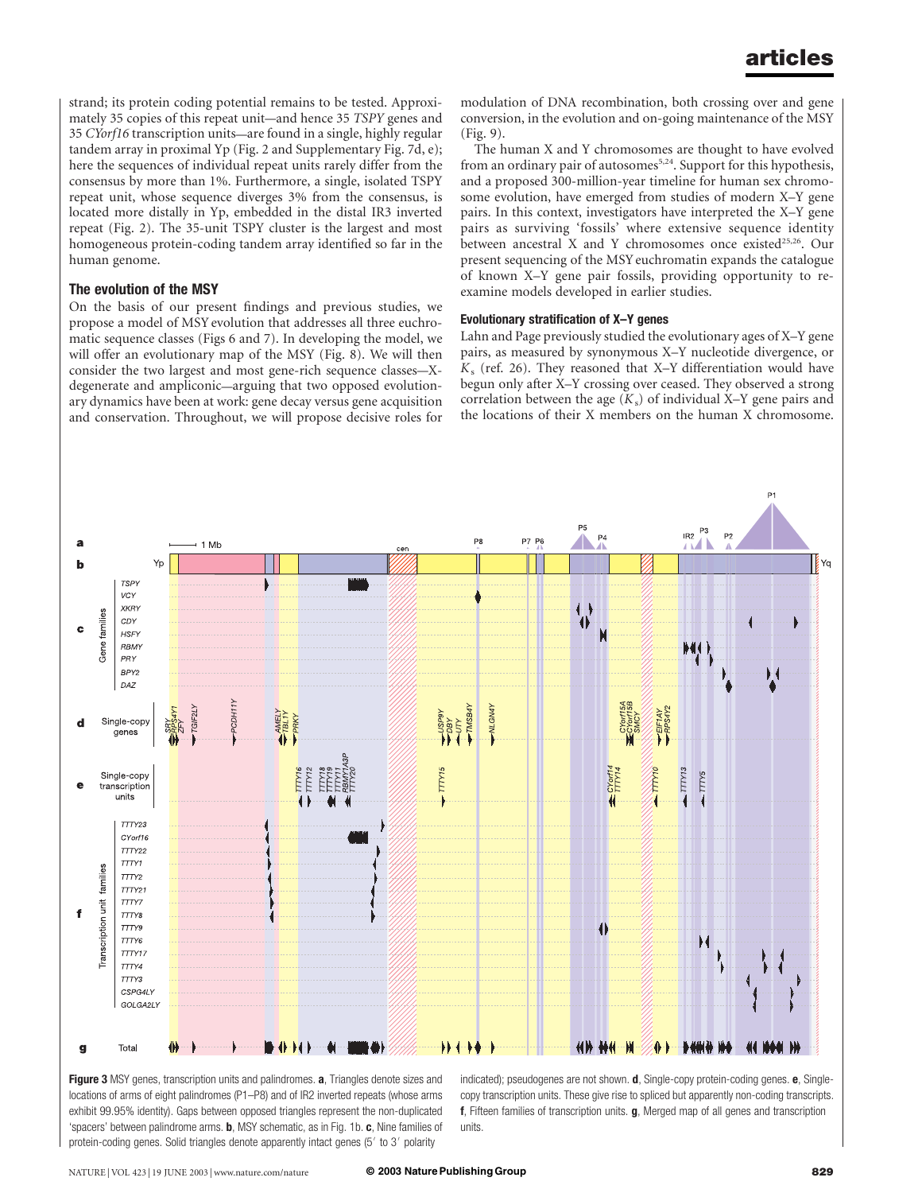strand; its protein coding potential remains to be tested. Approximately 35 copies of this repeat unit—and hence 35 *TSPY* genes and 35 *CYorf16* transcription units—are found in a single, highly regular tandem array in proximal Yp (Fig. 2 and Supplementary Fig. 7d, e); here the sequences of individual repeat units rarely differ from the consensus by more than 1%. Furthermore, a single, isolated TSPY repeat unit, whose sequence diverges 3% from the consensus, is located more distally in Yp, embedded in the distal IR3 inverted repeat (Fig. 2). The 35-unit TSPY cluster is the largest and most homogeneous protein-coding tandem array identified so far in the human genome.

## The evolution of the MSY

On the basis of our present findings and previous studies, we propose a model of MSY evolution that addresses all three euchromatic sequence classes (Figs 6 and 7). In developing the model, we will offer an evolutionary map of the MSY (Fig. 8). We will then consider the two largest and most gene-rich sequence classes—X-degenerate and ampliconic—arguing that two opposed evolutionary dynamics have been at work: gene decay versus gene acquisition and conservation. Throughout, we will propose decisive roles for modulation of DNA recombination, both crossing over and gene conversion, in the evolution and on-going maintenance of the MSY (Fig. 9).

The human X and Y chromosomes are thought to have evolved from an ordinary pair of autosomes[5,24]. Support for this hypothesis, and a proposed 300-million-year timeline for human sex chromosome evolution, have emerged from studies of modern X–Y gene pairs. In this context, investigators have interpreted the X–Y gene pairs as surviving 'fossils' where extensive sequence identity between ancestral X and Y chromosomes once existed[25,26]. Our present sequencing of the MSY euchromatin expands the catalogue of known X–Y gene pair fossils, providing opportunity to re-examine models developed in earlier studies.

### Evolutionary stratification of X–Y genes

Lahn and Page previously studied the evolutionary ages of X–Y gene pairs, as measured by synonymous X–Y nucleotide divergence, or $K_s$ (ref. 26). They reasoned that X–Y differentiation would have begun only after X–Y crossing over ceased. They observed a strong correlation between the age ($K_s$) of individual X–Y gene pairs and the locations of their X members on the human X chromosome.

**Figure 3** MSY genes, transcription units and palindromes. **a**, Triangles denote sizes and locations of arms of eight palindromes (P1–P8) and of IR2 inverted repeats (whose arms exhibit 99.95% identity). Gaps between opposed triangles represent the non-duplicated 'spacers' between palindrome arms. **b**, MSY schematic, as in Fig. 1b. **c**, Nine families of protein-coding genes. Solid triangles denote apparently intact genes (5′ to 3′ polarity indicated); pseudogenes are not shown. **d**, Single-copy protein-coding genes. **e**, Single-copy transcription units. These give rise to spliced but apparently non-coding transcripts. **f**, Fifteen families of transcription units. **g**, Merged map of all genes and transcription units.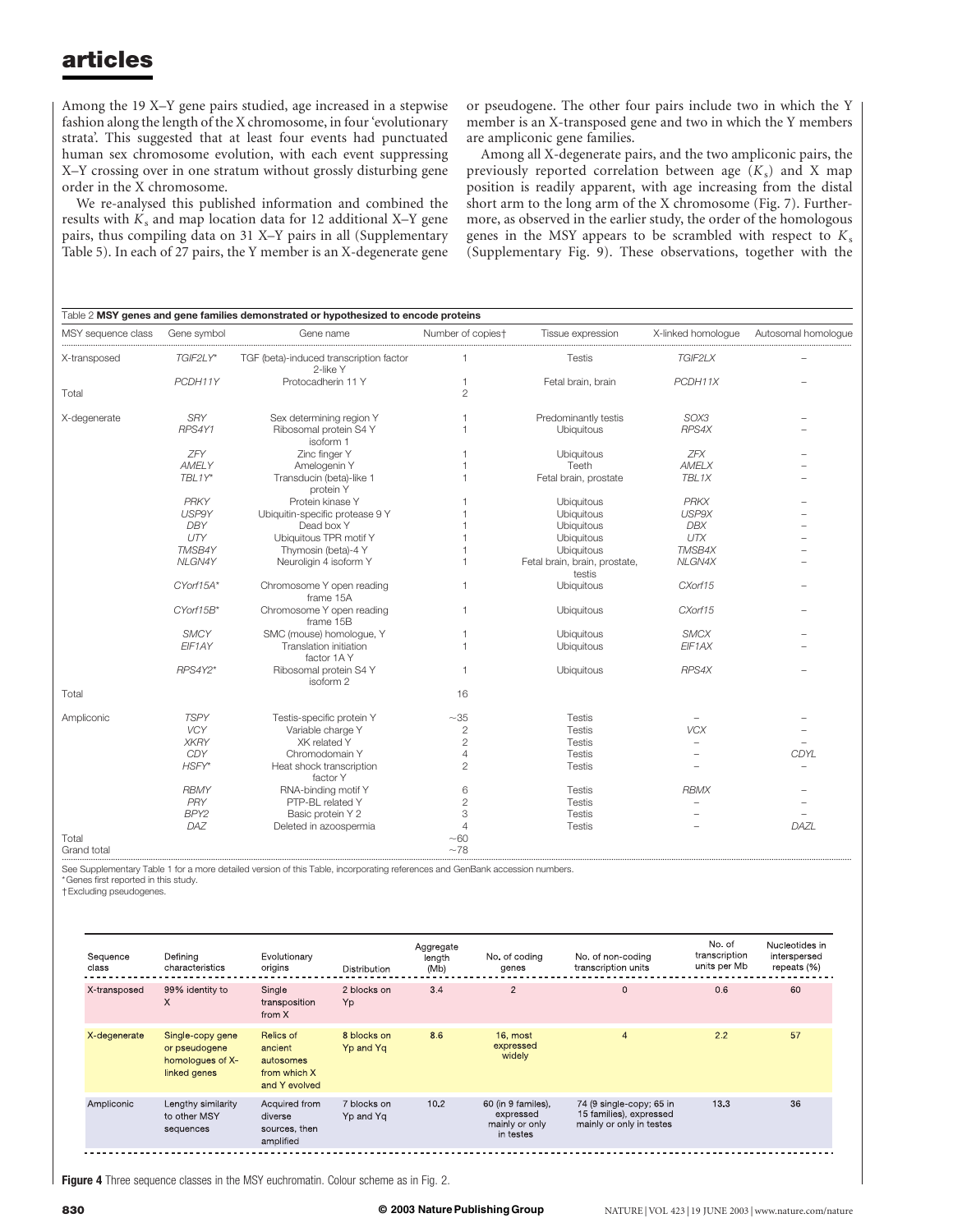Among the 19 X–Y gene pairs studied, age increased in a stepwise fashion along the length of the X chromosome, in four 'evolutionary strata'. This suggested that at least four events had punctuated human sex chromosome evolution, with each event suppressing X–Y crossing over in one stratum without grossly disturbing gene order in the X chromosome.

We re-analysed this published information and combined the results with $K_s$ and map location data for 12 additional X–Y gene pairs, thus compiling data on 31 X–Y pairs in all (Supplementary Table 5). In each of 27 pairs, the Y member is an X-degenerate gene or pseudogene. The other four pairs include two in which the Y member is an X-transposed gene and two in which the Y members are ampliconic gene families.

Among all X-degenerate pairs, and the two ampliconic pairs, the previously reported correlation between age ($K_s$) and X map position is readily apparent, with age increasing from the distal short arm to the long arm of the X chromosome (Fig. 7). Furthermore, as observed in the earlier study, the order of the homologous genes in the MSY appears to be scrambled with respect to $K_s$ (Supplementary Fig. 9). These observations, together with the

Table 2 **MSY genes and gene families demonstrated or hypothesized to encode proteins**

| MSY sequence class | Gene symbol | Gene name | Number of copies† | Tissue expression | X-linked homologue | Autosomal homologue |
|---|---|---|---|---|---|---|
| X-transposed | *TGIF2LY*\* | TGF (beta)-induced transcription factor 2-like Y | 1 | Testis | *TGIF2LX* | – |
| | *PCDH11Y* | Protocadherin 11 Y | 1 | Fetal brain, brain | *PCDH11X* | – |
| Total | | | 2 | | | |
| X-degenerate | *SRY* | Sex determining region Y | 1 | Predominantly testis | *SOX3* | – |
| | *RPS4Y1* | Ribosomal protein S4 Y isoform 1 | 1 | Ubiquitous | *RPS4X* | – |
| | *ZFY* | Zinc finger Y | 1 | Ubiquitous | *ZFX* | – |
| | *AMELY* | Amelogenin Y | 1 | Teeth | *AMELX* | – |
| | *TBL1Y*\* | Transducin (beta)-like 1 protein Y | 1 | Fetal brain, prostate | *TBL1X* | – |
| | *PRKY* | Protein kinase Y | 1 | Ubiquitous | *PRKX* | – |
| | *USP9Y* | Ubiquitin-specific protease 9 Y | 1 | Ubiquitous | *USP9X* | – |
| | *DBY* | Dead box Y | 1 | Ubiquitous | *DBX* | – |
| | *UTY* | Ubiquitous TPR motif Y | 1 | Ubiquitous | *UTX* | – |
| | *TMSB4Y* | Thymosin (beta)-4 Y | 1 | Ubiquitous | *TMSB4X* | – |
| | *NLGN4Y* | Neuroligin 4 isoform Y | 1 | Fetal brain, brain, prostate, testis | *NLGN4X* | – |
| | *CYorf15A*\* | Chromosome Y open reading frame 15A | 1 | Ubiquitous | *CXorf15* | – |
| | *CYorf15B*\* | Chromosome Y open reading frame 15B | 1 | Ubiquitous | *CXorf15* | – |
| | *SMCY* | SMC (mouse) homologue, Y | 1 | Ubiquitous | *SMCX* | – |
| | *EIF1AY* | Translation initiation factor 1A Y | 1 | Ubiquitous | *EIF1AX* | – |
| | *RPS4Y2*\* | Ribosomal protein S4 Y isoform 2 | 1 | Ubiquitous | *RPS4X* | – |
| Total | | | 16 | | | |
| Ampliconic | *TSPY* | Testis-specific protein Y | ~35 | Testis | – | – |
| | *VCY* | Variable charge Y | 2 | Testis | *VCX* | – |
| | *XKRY* | XK related Y | 2 | Testis | – | – |
| | *CDY* | Chromodomain Y | 4 | Testis | – | *CDYL* |
| | *HSFY*\* | Heat shock transcription factor Y | 2 | Testis | – | – |
| | *RBMY* | RNA-binding motif Y | 6 | Testis | *RBMX* | – |
| | *PRY* | PTP-BL related Y | 2 | Testis | – | – |
| | *BPY2* | Basic protein Y 2 | 3 | Testis | – | – |
| | *DAZ* | Deleted in azoospermia | 4 | Testis | – | *DAZL* |
| Total | | | ~60 | | | |
| Grand total | | | ~78 | | | |

See Supplementary Table 1 for a more detailed version of this Table, incorporating references and GenBank accession numbers.
\*Genes first reported in this study.
†Excluding pseudogenes.

| Sequence class | Defining characteristics | Evolutionary origins | Distribution | Aggregate length (Mb) | No. of coding genes | No. of non-coding transcription units | No. of transcription units per Mb | Nucleotides in interspersed repeats (%) |
|---|---|---|---|---|---|---|---|---|
| X-transposed | 99% identity to X | Single transposition from X | 2 blocks on Yp | 3.4 | 2 | 0 | 0.6 | 60 |
| X-degenerate | Single-copy gene or pseudogene homologues of X-linked genes | Relics of ancient autosomes from which X and Y evolved | 8 blocks on Yp and Yq | 8.6 | 16, most expressed widely | 4 | 2.2 | 57 |
| Ampliconic | Lengthy similarity to other MSY sequences | Acquired from diverse sources, then amplified | 7 blocks on Yp and Yq | 10.2 | 60 (in 9 families), expressed mainly or only in testes | 74 (9 single-copy; 65 in 15 families), expressed mainly or only in testes | 13.3 | 36 |

**Figure 4** Three sequence classes in the MSY euchromatin. Colour scheme as in Fig. 2.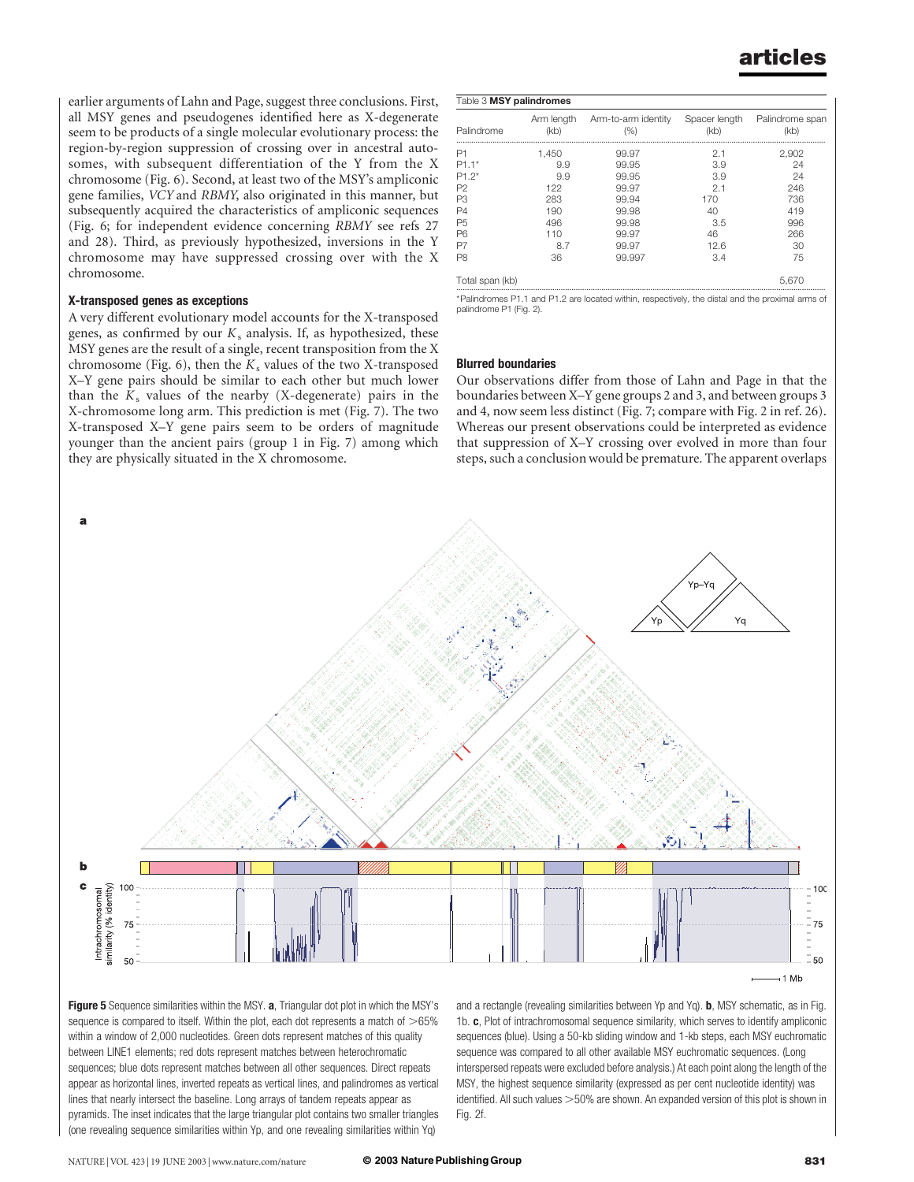earlier arguments of Lahn and Page, suggest three conclusions. First, all MSY genes and pseudogenes identified here as X-degenerate seem to be products of a single molecular evolutionary process: the region-by-region suppression of crossing over in ancestral autosomes, with subsequent differentiation of the Y from the X chromosome (Fig. 6). Second, at least two of the MSY's ampliconic gene families, *VCY* and *RBMY*, also originated in this manner, but subsequently acquired the characteristics of ampliconic sequences (Fig. 6; for independent evidence concerning *RBMY* see refs 27 and 28). Third, as previously hypothesized, inversions in the Y chromosome may have suppressed crossing over with the X chromosome.

### X-transposed genes as exceptions

A very different evolutionary model accounts for the X-transposed genes, as confirmed by our $K_s$ analysis. If, as hypothesized, these MSY genes are the result of a single, recent transposition from the X chromosome (Fig. 6), then the $K_s$ values of the two X-transposed X–Y gene pairs should be similar to each other but much lower than the $K_s$ values of the nearby (X-degenerate) pairs in the X-chromosome long arm. This prediction is met (Fig. 7). The two X-transposed X–Y gene pairs seem to be orders of magnitude younger than the ancient pairs (group 1 in Fig. 7) among which they are physically situated in the X chromosome.

Table 3 **MSY palindromes**

| Palindrome | Arm length (kb) | Arm-to-arm identity (%) | Spacer length (kb) | Palindrome span (kb) |
|---|---|---|---|---|
| P1 | 1,450 | 99.97 | 2.1 | 2,902 |
| P1.1* | 9.9 | 99.95 | 3.9 | 24 |
| P1.2* | 9.9 | 99.95 | 3.9 | 24 |
| P2 | 122 | 99.97 | 2.1 | 246 |
| P3 | 283 | 99.94 | 170 | 736 |
| P4 | 190 | 99.98 | 40 | 419 |
| P5 | 496 | 99.98 | 3.5 | 996 |
| P6 | 110 | 99.97 | 46 | 266 |
| P7 | 8.7 | 99.97 | 12.6 | 30 |
| P8 | 36 | 99.997 | 3.4 | 75 |
| Total span (kb) | | | | 5,670 |

*Palindromes P1.1 and P1.2 are located within, respectively, the distal and the proximal arms of palindrome P1 (Fig. 2).

### Blurred boundaries

Our observations differ from those of Lahn and Page in that the boundaries between X–Y gene groups 2 and 3, and between groups 3 and 4, now seem less distinct (Fig. 7; compare with Fig. 2 in ref. 26). Whereas our present observations could be interpreted as evidence that suppression of X–Y crossing over evolved in more than four steps, such a conclusion would be premature. The apparent overlaps

**Figure 5** Sequence similarities within the MSY. **a**, Triangular dot plot in which the MSY's sequence is compared to itself. Within the plot, each dot represents a match of >65% within a window of 2,000 nucleotides. Green dots represent matches of this quality between LINE1 elements; red dots represent matches between heterochromatic sequences; blue dots represent matches between all other sequences. Direct repeats appear as horizontal lines, inverted repeats as vertical lines, and palindromes as vertical lines that nearly intersect the baseline. Long arrays of tandem repeats appear as pyramids. The inset indicates that the large triangular plot contains two smaller triangles (one revealing sequence similarities within Yp, and one revealing similarities within Yq) and a rectangle (revealing similarities between Yp and Yq). **b**, MSY schematic, as in Fig. 1b. **c**, Plot of intrachromosomal sequence similarity, which serves to identify ampliconic sequences (blue). Using a 50-kb sliding window and 1-kb steps, each MSY euchromatic sequence was compared to all other available MSY euchromatic sequences. (Long interspersed repeats were excluded before analysis.) At each point along the length of the MSY, the highest sequence similarity (expressed as per cent nucleotide identity) was identified. All such values >50% are shown. An expanded version of this plot is shown in Fig. 2f.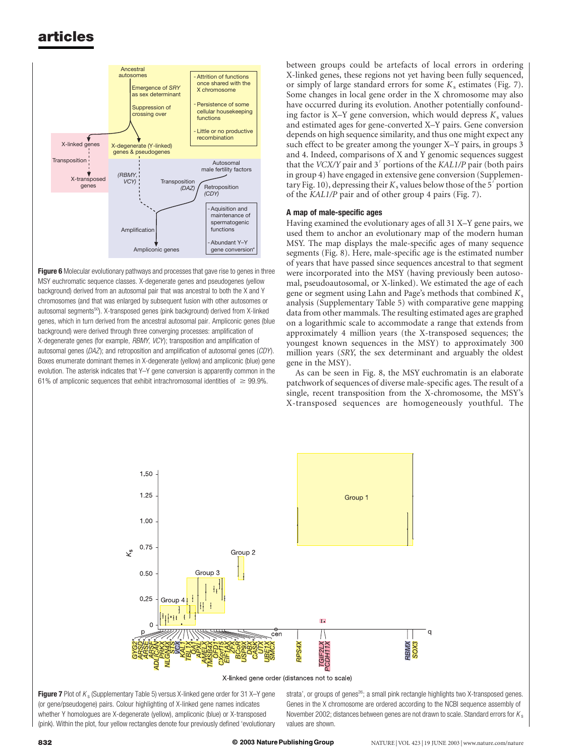Figure 6 Molecular evolutionary pathways and processes that gave rise to genes in three MSY euchromatic sequence classes. X-degenerate genes and pseudogenes (yellow background) derived from an autosomal pair that was ancestral to both the X and Y chromosomes (and that was enlarged by subsequent fusion with other autosomes or autosomal segments[50]). X-transposed genes (pink background) derived from X-linked genes, which in turn derived from the ancestral autosomal pair. Ampliconic genes (blue background) were derived through three converging processes: amplification of X-degenerate genes (for example, *RBMY*, *VCY*); transposition and amplification of autosomal genes (*DAZ*); and retroposition and amplification of autosomal genes (*CDY*). Boxes enumerate dominant themes in X-degenerate (yellow) and ampliconic (blue) gene evolution. The asterisk indicates that Y–Y gene conversion is apparently common in the 61% of ampliconic sequences that exhibit intrachromosomal identities of ≥ 99.9%.

between groups could be artefacts of local errors in ordering X-linked genes, these regions not yet having been fully sequenced, or simply of large standard errors for some $K_s$ estimates (Fig. 7). Some changes in local gene order in the X chromosome may also have occurred during its evolution. Another potentially confounding factor is X–Y gene conversion, which would depress $K_s$ values and estimated ages for gene-converted X–Y pairs. Gene conversion depends on high sequence similarity, and thus one might expect any such effect to be greater among the younger X–Y pairs, in groups 3 and 4. Indeed, comparisons of X and Y genomic sequences suggest that the *VCX/Y* pair and 3′ portions of the *KAL1/P* pair (both pairs in group 4) have engaged in extensive gene conversion (Supplementary Fig. 10), depressing their $K_s$ values below those of the 5′ portion of the *KAL1/P* pair and of other group 4 pairs (Fig. 7).

### A map of male-specific ages

Having examined the evolutionary ages of all 31 X–Y gene pairs, we used them to anchor an evolutionary map of the modern human MSY. The map displays the male-specific ages of many sequence segments (Fig. 8). Here, male-specific age is the estimated number of years that have passed since sequences ancestral to that segment were incorporated into the MSY (having previously been autosomal, pseudoautosomal, or X-linked). We estimated the age of each gene or segment using Lahn and Page's methods that combined $K_s$ analysis (Supplementary Table 5) with comparative gene mapping data from other mammals. The resulting estimated ages are graphed on a logarithmic scale to accommodate a range that extends from approximately 4 million years (the X-transposed sequences; the youngest known sequences in the MSY) to approximately 300 million years (*SRY*, the sex determinant and arguably the oldest gene in the MSY).

As can be seen in Fig. 8, the MSY euchromatin is an elaborate patchwork of sequences of diverse male-specific ages. The result of a single, recent transposition from the X-chromosome, the MSY's X-transposed sequences are homogeneously youthful. The

Figure 7 Plot of $K_s$ (Supplementary Table 5) versus X-linked gene order for 31 X–Y gene (or gene/pseudogene) pairs. Colour highlighting of X-linked gene names indicates whether Y homologues are X-degenerate (yellow), ampliconic (blue) or X-transposed (pink). Within the plot, four yellow rectangles denote four previously defined 'evolutionary strata', or groups of genes[26]; a small pink rectangle highlights two X-transposed genes. Genes in the X chromosome are ordered according to the NCBI sequence assembly of November 2002; distances between genes are not drawn to scale. Standard errors for $K_s$ values are shown.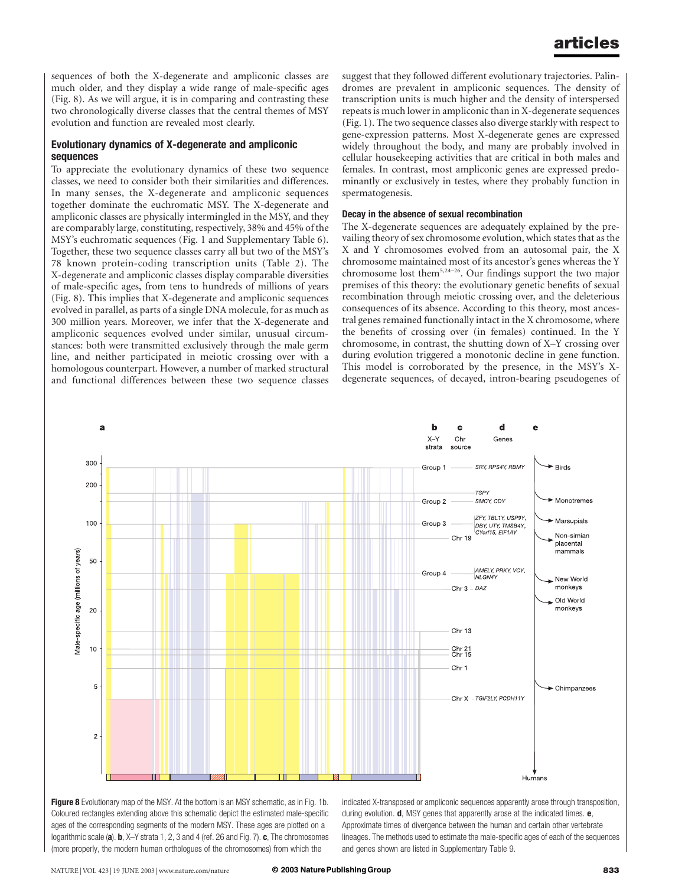sequences of both the X-degenerate and ampliconic classes are much older, and they display a wide range of male-specific ages (Fig. 8). As we will argue, it is in comparing and contrasting these two chronologically diverse classes that the central themes of MSY evolution and function are revealed most clearly.

### Evolutionary dynamics of X-degenerate and ampliconic sequences

To appreciate the evolutionary dynamics of these two sequence classes, we need to consider both their similarities and differences. In many senses, the X-degenerate and ampliconic sequences together dominate the euchromatic MSY. The X-degenerate and ampliconic classes are physically intermingled in the MSY, and they are comparably large, constituting, respectively, 38% and 45% of the MSY's euchromatic sequences (Fig. 1 and Supplementary Table 6). Together, these two sequence classes carry all but two of the MSY's 78 known protein-coding transcription units (Table 2). The X-degenerate and ampliconic classes display comparable diversities of male-specific ages, from tens to hundreds of millions of years (Fig. 8). This implies that X-degenerate and ampliconic sequences evolved in parallel, as parts of a single DNA molecule, for as much as 300 million years. Moreover, we infer that the X-degenerate and ampliconic sequences evolved under similar, unusual circumstances: both were transmitted exclusively through the male germ line, and neither participated in meiotic crossing over with a homologous counterpart. However, a number of marked structural and functional differences between these two sequence classes suggest that they followed different evolutionary trajectories. Palindromes are prevalent in ampliconic sequences. The density of transcription units is much higher and the density of interspersed repeats is much lower in ampliconic than in X-degenerate sequences (Fig. 1). The two sequence classes also diverge starkly with respect to gene-expression patterns. Most X-degenerate genes are expressed widely throughout the body, and many are probably involved in cellular housekeeping activities that are critical in both males and females. In contrast, most ampliconic genes are expressed predominantly or exclusively in testes, where they probably function in spermatogenesis.

### Decay in the absence of sexual recombination

The X-degenerate sequences are adequately explained by the prevailing theory of sex chromosome evolution, which states that as the X and Y chromosomes evolved from an autosomal pair, the X chromosome maintained most of its ancestor's genes whereas the Y chromosome lost them[5,24–26]. Our findings support the two major premises of this theory: the evolutionary genetic benefits of sexual recombination through meiotic crossing over, and the deleterious consequences of its absence. According to this theory, most ancestral genes remained functionally intact in the X chromosome, where the benefits of crossing over (in females) continued. In the Y chromosome, in contrast, the shutting down of X–Y crossing over during evolution triggered a monotonic decline in gene function. This model is corroborated by the presence, in the MSY's X-degenerate sequences, of decayed, intron-bearing pseudogenes of

**Figure 8** Evolutionary map of the MSY. At the bottom is an MSY schematic, as in Fig. 1b. Coloured rectangles extending above this schematic depict the estimated male-specific ages of the corresponding segments of the modern MSY. These ages are plotted on a logarithmic scale (**a**). **b**, X–Y strata 1, 2, 3 and 4 (ref. 26 and Fig. 7). **c**, The chromosomes (more properly, the modern human orthologues of the chromosomes) from which the indicated X-transposed or ampliconic sequences apparently arose through transposition, during evolution. **d**, MSY genes that apparently arose at the indicated times. **e**, Approximate times of divergence between the human and certain other vertebrate lineages. The methods used to estimate the male-specific ages of each of the sequences and genes shown are listed in Supplementary Table 9.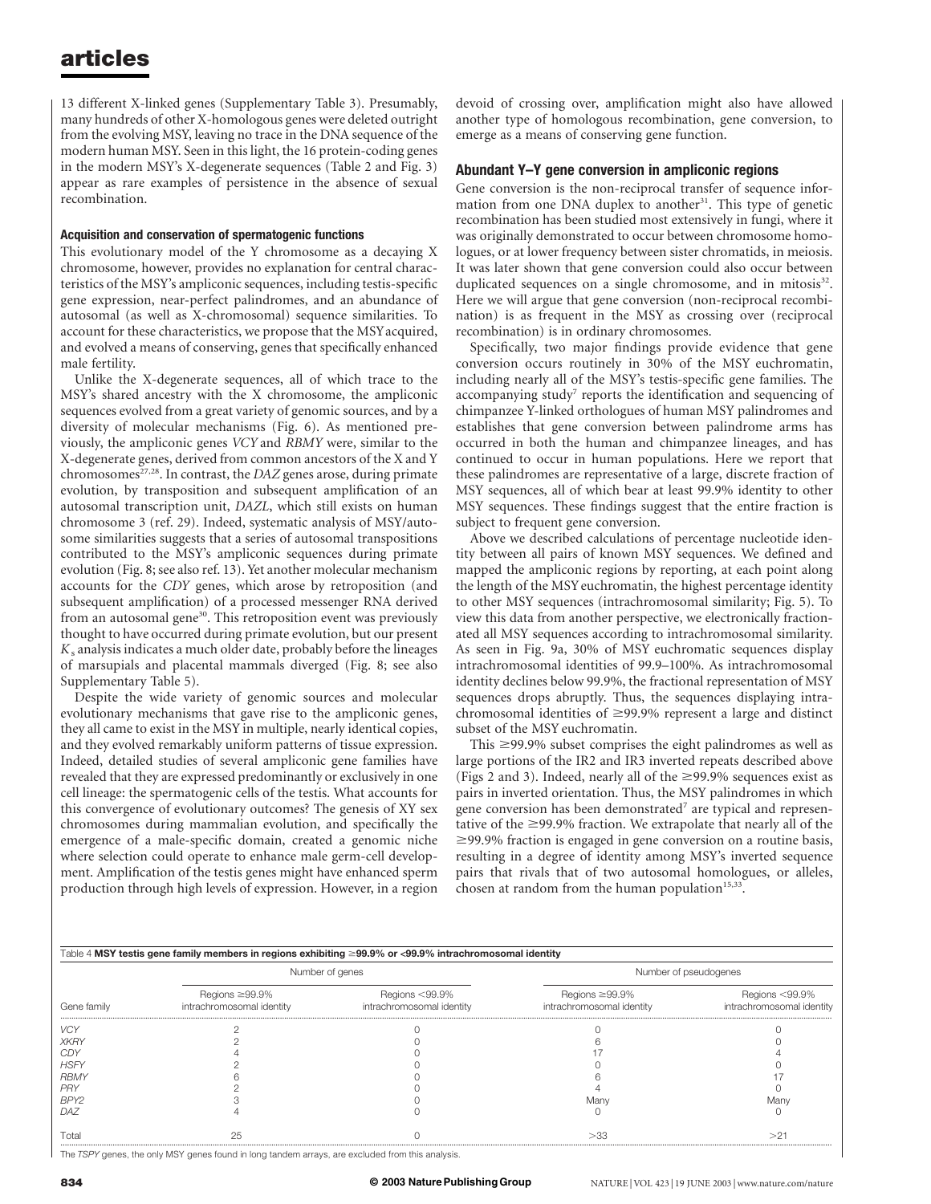13 different X-linked genes (Supplementary Table 3). Presumably, many hundreds of other X-homologous genes were deleted outright from the evolving MSY, leaving no trace in the DNA sequence of the modern human MSY. Seen in this light, the 16 protein-coding genes in the modern MSY's X-degenerate sequences (Table 2 and Fig. 3) appear as rare examples of persistence in the absence of sexual recombination.

### Acquisition and conservation of spermatogenic functions

This evolutionary model of the Y chromosome as a decaying X chromosome, however, provides no explanation for central characteristics of the MSY's ampliconic sequences, including testis-specific gene expression, near-perfect palindromes, and an abundance of autosomal (as well as X-chromosomal) sequence similarities. To account for these characteristics, we propose that the MSY acquired, and evolved a means of conserving, genes that specifically enhanced male fertility.

Unlike the X-degenerate sequences, all of which trace to the MSY's shared ancestry with the X chromosome, the ampliconic sequences evolved from a great variety of genomic sources, and by a diversity of molecular mechanisms (Fig. 6). As mentioned previously, the ampliconic genes *VCY* and *RBMY* were, similar to the X-degenerate genes, derived from common ancestors of the X and Y chromosomes[27,28]. In contrast, the *DAZ* genes arose, during primate evolution, by transposition and subsequent amplification of an autosomal transcription unit, *DAZL*, which still exists on human chromosome 3 (ref. 29). Indeed, systematic analysis of MSY/autosome similarities suggests that a series of autosomal transpositions contributed to the MSY's ampliconic sequences during primate evolution (Fig. 8; see also ref. 13). Yet another molecular mechanism accounts for the *CDY* genes, which arose by retroposition (and subsequent amplification) of a processed messenger RNA derived from an autosomal gene[30]. This retroposition event was previously thought to have occurred during primate evolution, but our present $K_s$ analysis indicates a much older date, probably before the lineages of marsupials and placental mammals diverged (Fig. 8; see also Supplementary Table 5).

Despite the wide variety of genomic sources and molecular evolutionary mechanisms that gave rise to the ampliconic genes, they all came to exist in the MSY in multiple, nearly identical copies, and they evolved remarkably uniform patterns of tissue expression. Indeed, detailed studies of several ampliconic gene families have revealed that they are expressed predominantly or exclusively in one cell lineage: the spermatogenic cells of the testis. What accounts for this convergence of evolutionary outcomes? The genesis of XY sex chromosomes during mammalian evolution, and specifically the emergence of a male-specific domain, created a genomic niche where selection could operate to enhance male germ-cell development. Amplification of the testis genes might have enhanced sperm production through high levels of expression. However, in a region devoid of crossing over, amplification might also have allowed another type of homologous recombination, gene conversion, to emerge as a means of conserving gene function.

### Abundant Y–Y gene conversion in ampliconic regions

Gene conversion is the non-reciprocal transfer of sequence information from one DNA duplex to another[31]. This type of genetic recombination has been studied most extensively in fungi, where it was originally demonstrated to occur between chromosome homologues, or at lower frequency between sister chromatids, in meiosis. It was later shown that gene conversion could also occur between duplicated sequences on a single chromosome, and in mitosis[32]. Here we will argue that gene conversion (non-reciprocal recombination) is as frequent in the MSY as crossing over (reciprocal recombination) is in ordinary chromosomes.

Specifically, two major findings provide evidence that gene conversion occurs routinely in 30% of the MSY euchromatin, including nearly all of the MSY's testis-specific gene families. The accompanying study[7] reports the identification and sequencing of chimpanzee Y-linked orthologues of human MSY palindromes and establishes that gene conversion between palindrome arms has occurred in both the human and chimpanzee lineages, and has continued to occur in human populations. Here we report that these palindromes are representative of a large, discrete fraction of MSY sequences, all of which bear at least 99.9% identity to other MSY sequences. These findings suggest that the entire fraction is subject to frequent gene conversion.

Above we described calculations of percentage nucleotide identity between all pairs of known MSY sequences. We defined and mapped the ampliconic regions by reporting, at each point along the length of the MSY euchromatin, the highest percentage identity to other MSY sequences (intrachromosomal similarity; Fig. 5). To view this data from another perspective, we electronically fractionated all MSY sequences according to intrachromosomal similarity. As seen in Fig. 9a, 30% of MSY euchromatic sequences display intrachromosomal identities of 99.9–100%. As intrachromosomal identity declines below 99.9%, the fractional representation of MSY sequences drops abruptly. Thus, the sequences displaying intrachromosomal identities of ≥99.9% represent a large and distinct subset of the MSY euchromatin.

This ≥99.9% subset comprises the eight palindromes as well as large portions of the IR2 and IR3 inverted repeats described above (Figs 2 and 3). Indeed, nearly all of the ≥99.9% sequences exist as pairs in inverted orientation. Thus, the MSY palindromes in which gene conversion has been demonstrated[7] are typical and representative of the ≥99.9% fraction. We extrapolate that nearly all of the ≥99.9% fraction is engaged in gene conversion on a routine basis, resulting in a degree of identity among MSY's inverted sequence pairs that rivals that of two autosomal homologues, or alleles, chosen at random from the human population[15,33].

Table 4 **MSY testis gene family members in regions exhibiting ≥99.9% or <99.9% intrachromosomal identity**

| | Number of genes | | Number of pseudogenes | |
|---|---|---|---|---|
| Gene family | Regions ≥99.9% intrachromosomal identity | Regions <99.9% intrachromosomal identity | Regions ≥99.9% intrachromosomal identity | Regions <99.9% intrachromosomal identity |
| *VCY* | 2 | 0 | 0 | 0 |
| *XKRY* | 2 | 0 | 6 | 0 |
| *CDY* | 4 | 0 | 17 | 4 |
| *HSFY* | 2 | 0 | 0 | 0 |
| *RBMY* | 6 | 0 | 6 | 17 |
| *PRY* | 2 | 0 | 4 | 0 |
| *BPY2* | 3 | 0 | Many | Many |
| *DAZ* | 4 | 0 | 0 | 0 |
| Total | 25 | 0 | >33 | >21 |

The *TSPY* genes, the only MSY genes found in long tandem arrays, are excluded from this analysis.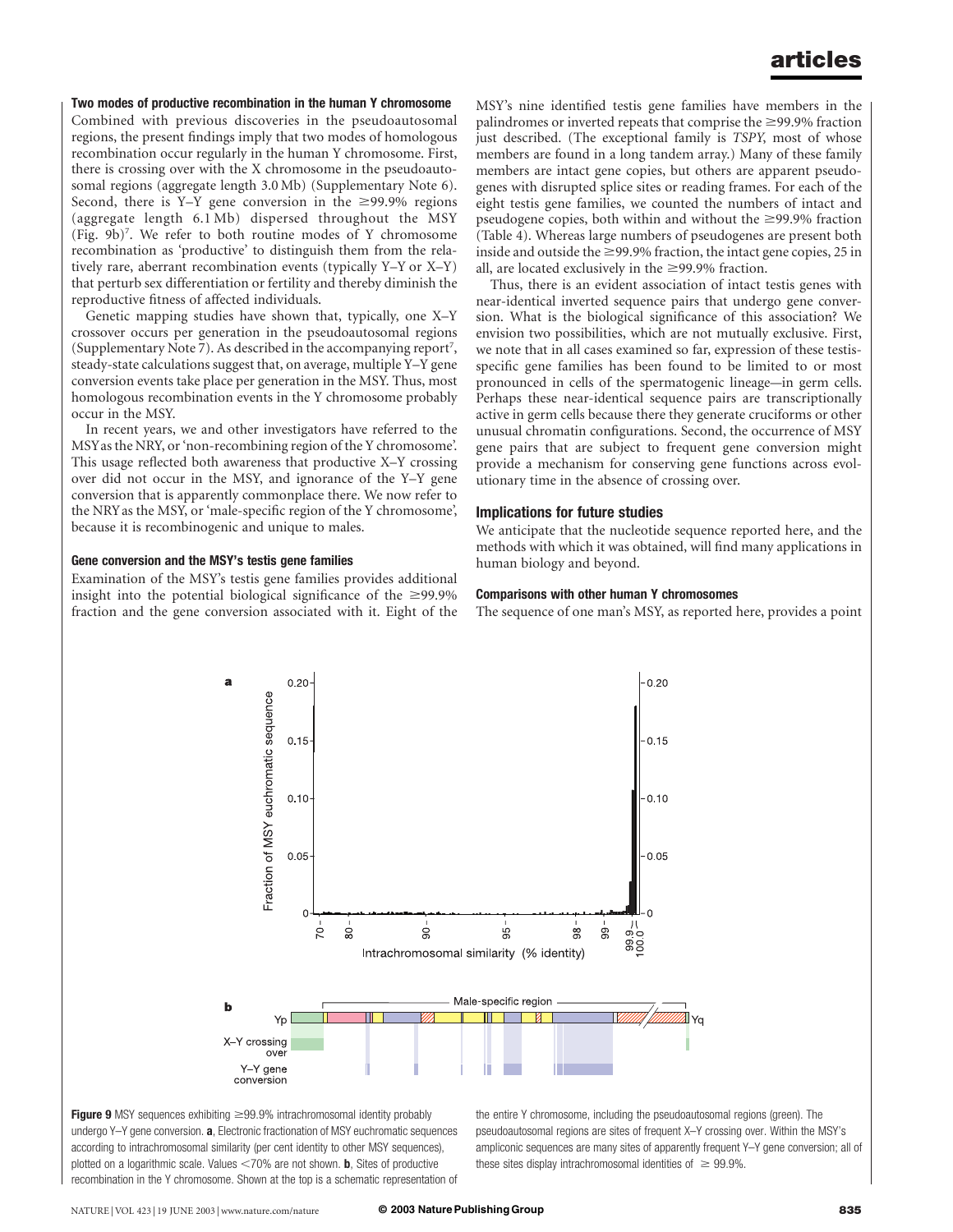### Two modes of productive recombination in the human Y chromosome

Combined with previous discoveries in the pseudoautosomal regions, the present findings imply that two modes of homologous recombination occur regularly in the human Y chromosome. First, there is crossing over with the X chromosome in the pseudoautosomal regions (aggregate length 3.0 Mb) (Supplementary Note 6). Second, there is Y–Y gene conversion in the ≥99.9% regions (aggregate length 6.1 Mb) dispersed throughout the MSY (Fig. 9b)[7]. We refer to both routine modes of Y chromosome recombination as 'productive' to distinguish them from the relatively rare, aberrant recombination events (typically Y–Y or X–Y) that perturb sex differentiation or fertility and thereby diminish the reproductive fitness of affected individuals.

Genetic mapping studies have shown that, typically, one X–Y crossover occurs per generation in the pseudoautosomal regions (Supplementary Note 7). As described in the accompanying report[7], steady-state calculations suggest that, on average, multiple Y–Y gene conversion events take place per generation in the MSY. Thus, most homologous recombination events in the Y chromosome probably occur in the MSY.

In recent years, we and other investigators have referred to the MSY as the NRY, or 'non-recombining region of the Y chromosome'. This usage reflected both awareness that productive X–Y crossing over did not occur in the MSY, and ignorance of the Y–Y gene conversion that is apparently commonplace there. We now refer to the NRY as the MSY, or 'male-specific region of the Y chromosome', because it is recombinogenic and unique to males.

### Gene conversion and the MSY's testis gene families

Examination of the MSY's testis gene families provides additional insight into the potential biological significance of the ≥99.9% fraction and the gene conversion associated with it. Eight of the MSY's nine identified testis gene families have members in the palindromes or inverted repeats that comprise the ≥99.9% fraction just described. (The exceptional family is *TSPY*, most of whose members are found in a long tandem array.) Many of these family members are intact gene copies, but others are apparent pseudogenes with disrupted splice sites or reading frames. For each of the eight testis gene families, we counted the numbers of intact and pseudogene copies, both within and without the ≥99.9% fraction (Table 4). Whereas large numbers of pseudogenes are present both inside and outside the ≥99.9% fraction, the intact gene copies, 25 in all, are located exclusively in the ≥99.9% fraction.

Thus, there is an evident association of intact testis genes with near-identical inverted sequence pairs that undergo gene conversion. What is the biological significance of this association? We envision two possibilities, which are not mutually exclusive. First, we note that in all cases examined so far, expression of these testis-specific gene families has been found to be limited to or most pronounced in cells of the spermatogenic lineage—in germ cells. Perhaps these near-identical sequence pairs are transcriptionally active in germ cells because there they generate cruciforms or other unusual chromatin configurations. Second, the occurrence of MSY gene pairs that are subject to frequent gene conversion might provide a mechanism for conserving gene functions across evolutionary time in the absence of crossing over.

## Implications for future studies

We anticipate that the nucleotide sequence reported here, and the methods with which it was obtained, will find many applications in human biology and beyond.

### Comparisons with other human Y chromosomes

The sequence of one man's MSY, as reported here, provides a point

**Figure 9** MSY sequences exhibiting ≥99.9% intrachromosomal identity probably undergo Y–Y gene conversion. **a**, Electronic fractionation of MSY euchromatic sequences according to intrachromosomal similarity (per cent identity to other MSY sequences), plotted on a logarithmic scale. Values <70% are not shown. **b**, Sites of productive recombination in the Y chromosome. Shown at the top is a schematic representation of the entire Y chromosome, including the pseudoautosomal regions (green). The pseudoautosomal regions are sites of frequent X–Y crossing over. Within the MSY's ampliconic sequences are many sites of apparently frequent Y–Y gene conversion; all of these sites display intrachromosomal identities of ≥ 99.9%.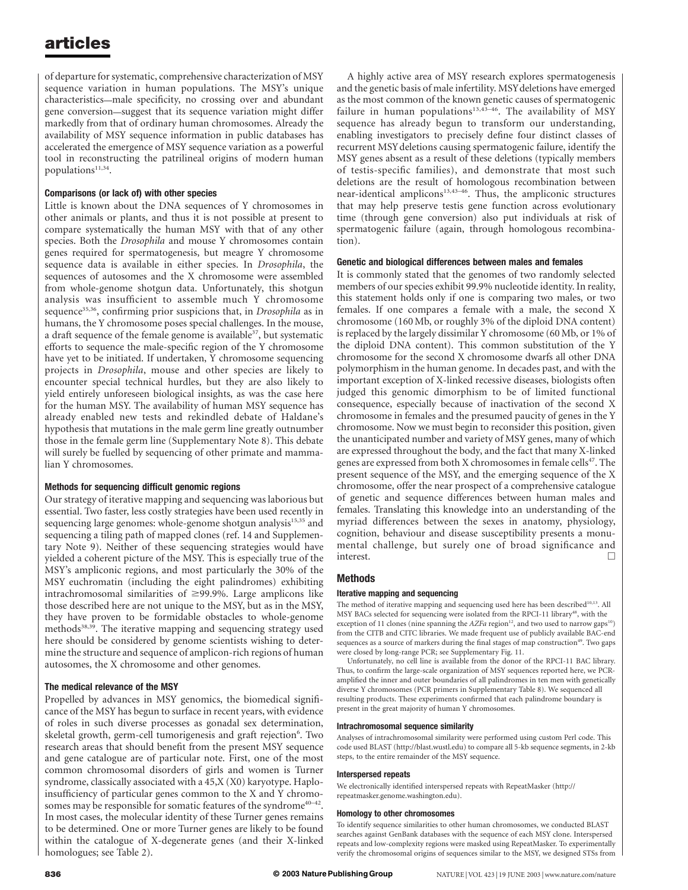of departure for systematic, comprehensive characterization of MSY sequence variation in human populations. The MSY's unique characteristics—male specificity, no crossing over and abundant gene conversion—suggest that its sequence variation might differ markedly from that of ordinary human chromosomes. Already the availability of MSY sequence information in public databases has accelerated the emergence of MSY sequence variation as a powerful tool in reconstructing the patrilineal origins of modern human populations[11,34].

### Comparisons (or lack of) with other species

Little is known about the DNA sequences of Y chromosomes in other animals or plants, and thus it is not possible at present to compare systematically the human MSY with that of any other species. Both the *Drosophila* and mouse Y chromosomes contain genes required for spermatogenesis, but meagre Y chromosome sequence data is available in either species. In *Drosophila*, the sequences of autosomes and the X chromosome were assembled from whole-genome shotgun data. Unfortunately, this shotgun analysis was insufficient to assemble much Y chromosome sequence[35,36], confirming prior suspicions that, in *Drosophila* as in humans, the Y chromosome poses special challenges. In the mouse, a draft sequence of the female genome is available[37], but systematic efforts to sequence the male-specific region of the Y chromosome have yet to be initiated. If undertaken, Y chromosome sequencing projects in *Drosophila*, mouse and other species are likely to encounter special technical hurdles, but they are also likely to yield entirely unforeseen biological insights, as was the case here for the human MSY. The availability of human MSY sequence has already enabled new tests and rekindled debate of Haldane's hypothesis that mutations in the male germ line greatly outnumber those in the female germ line (Supplementary Note 8). This debate will surely be fuelled by sequencing of other primate and mammalian Y chromosomes.

### Methods for sequencing difficult genomic regions

Our strategy of iterative mapping and sequencing was laborious but essential. Two faster, less costly strategies have been used recently in sequencing large genomes: whole-genome shotgun analysis[15,35] and sequencing a tiling path of mapped clones (ref. 14 and Supplementary Note 9). Neither of these sequencing strategies would have yielded a coherent picture of the MSY. This is especially true of the MSY's ampliconic regions, and most particularly the 30% of the MSY euchromatin (including the eight palindromes) exhibiting intrachromosomal similarities of $\geq$99.9%. Large amplicons like those described here are not unique to the MSY, but as in the MSY, they have proven to be formidable obstacles to whole-genome methods[38,39]. The iterative mapping and sequencing strategy used here should be considered by genome scientists wishing to determine the structure and sequence of amplicon-rich regions of human autosomes, the X chromosome and other genomes.

### The medical relevance of the MSY

Propelled by advances in MSY genomics, the biomedical significance of the MSY has begun to surface in recent years, with evidence of roles in such diverse processes as gonadal sex determination, skeletal growth, germ-cell tumorigenesis and graft rejection[6]. Two research areas that should benefit from the present MSY sequence and gene catalogue are of particular note. First, one of the most common chromosomal disorders of girls and women is Turner syndrome, classically associated with a 45,X (X0) karyotype. Haploinsufficiency of particular genes common to the X and Y chromosomes may be responsible for somatic features of the syndrome[40–42]. In most cases, the molecular identity of these Turner genes remains to be determined. One or more Turner genes are likely to be found within the catalogue of X-degenerate genes (and their X-linked homologues; see Table 2).

A highly active area of MSY research explores spermatogenesis and the genetic basis of male infertility. MSY deletions have emerged as the most common of the known genetic causes of spermatogenic failure in human populations[13,43–46]. The availability of MSY sequence has already begun to transform our understanding, enabling investigators to precisely define four distinct classes of recurrent MSY deletions causing spermatogenic failure, identify the MSY genes absent as a result of these deletions (typically members of testis-specific families), and demonstrate that most such deletions are the result of homologous recombination between near-identical amplicons[13,43–46]. Thus, the ampliconic structures that may help preserve testis gene function across evolutionary time (through gene conversion) also put individuals at risk of spermatogenic failure (again, through homologous recombination).

### Genetic and biological differences between males and females

It is commonly stated that the genomes of two randomly selected members of our species exhibit 99.9% nucleotide identity. In reality, this statement holds only if one is comparing two males, or two females. If one compares a female with a male, the second X chromosome (160 Mb, or roughly 3% of the diploid DNA content) is replaced by the largely dissimilar Y chromosome (60 Mb, or 1% of the diploid DNA content). This common substitution of the Y chromosome for the second X chromosome dwarfs all other DNA polymorphism in the human genome. In decades past, and with the important exception of X-linked recessive diseases, biologists often judged this genomic dimorphism to be of limited functional consequence, especially because of inactivation of the second X chromosome in females and the presumed paucity of genes in the Y chromosome. Now we must begin to reconsider this position, given the unanticipated number and variety of MSY genes, many of which are expressed throughout the body, and the fact that many X-linked genes are expressed from both X chromosomes in female cells[47]. The present sequence of the MSY, and the emerging sequence of the X chromosome, offer the near prospect of a comprehensive catalogue of genetic and sequence differences between human males and females. Translating this knowledge into an understanding of the myriad differences between the sexes in anatomy, physiology, cognition, behaviour and disease susceptibility presents a monumental challenge, but surely one of broad significance and interest. □

## Methods

### Iterative mapping and sequencing

The method of iterative mapping and sequencing used here has been described[10,13]. All MSY BACs selected for sequencing were isolated from the RPCI-11 library[48], with the exception of 11 clones (nine spanning the *AZFa* region[12], and two used to narrow gaps[10]) from the CITB and CITC libraries. We made frequent use of publicly available BAC-end sequences as a source of markers during the final stages of map construction[49]. Two gaps were closed by long-range PCR; see Supplementary Fig. 11.

Unfortunately, no cell line is available from the donor of the RPCI-11 BAC library. Thus, to confirm the large-scale organization of MSY sequences reported here, we PCR-amplified the inner and outer boundaries of all palindromes in ten men with genetically diverse Y chromosomes (PCR primers in Supplementary Table 8). We sequenced all resulting products. These experiments confirmed that each palindrome boundary is present in the great majority of human Y chromosomes.

### Intrachromosomal sequence similarity

Analyses of intrachromosomal similarity were performed using custom Perl code. This code used BLAST (http://blast.wustl.edu) to compare all 5-kb sequence segments, in 2-kb steps, to the entire remainder of the MSY sequence.

### Interspersed repeats

We electronically identified interspersed repeats with RepeatMasker (http://repeatmasker.genome.washington.edu).

### Homology to other chromosomes

To identify sequence similarities to other human chromosomes, we conducted BLAST searches against GenBank databases with the sequence of each MSY clone. Interspersed repeats and low-complexity regions were masked using RepeatMasker. To experimentally verify the chromosomal origins of sequences similar to the MSY, we designed STSs from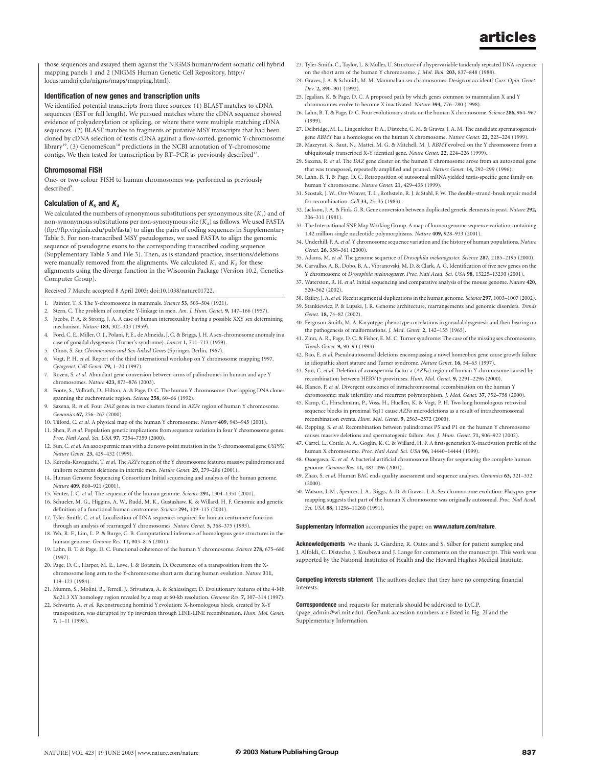those sequences and assayed them against the NIGMS human/rodent somatic cell hybrid mapping panels 1 and 2 (NIGMS Human Genetic Cell Repository, http://locus.umdnj.edu/nigms/maps/mapping.html).

### Identification of new genes and transcription units

We identified potential transcripts from three sources: (1) BLAST matches to cDNA sequences (EST or full length). We pursued matches where the cDNA sequence showed evidence of polyadenylation or splicing, or where there were multiple matching cDNA sequences. (2) BLAST matches to fragments of putative MSY transcripts that had been cloned by cDNA selection of testis cDNA against a flow-sorted, genomic Y-chromosome library[19]. (3) GenomeScan[18] predictions in the NCBI annotation of Y-chromosome contigs. We then tested for transcription by RT–PCR as previously described[13].

### Chromosomal FISH

One- or two-colour FISH to human chromosomes was performed as previously described[9].

### Calculation of $K_s$ and $K_a$

We calculated the numbers of synonymous substitutions per synonymous site ($K_s$) and of non-synonymous substitutions per non-synonymous site ($K_a$) as follows. We used FASTA (ftp://ftp.virginia.edu/pub/fasta) to align the pairs of coding sequences in Supplementary Table 5. For non-transcribed MSY pseudogenes, we used FASTA to align the genomic sequence of pseudogene exons to the corresponding transcribed coding sequence (Supplementary Table 5 and File 3). Then, as is standard practice, insertions/deletions were manually removed from the alignments. We calculated $K_s$ and $K_a$ for these alignments using the diverge function in the Wisconsin Package (Version 10.2, Genetics Computer Group).

Received 7 March; accepted 8 April 2003; doi:10.1038/nature01722.

1. Painter, T. S. The Y-chromosome in mammals. *Science* **53,** 503–504 (1921).
2. Stern, C. The problem of complete Y-linkage in men. *Am. J. Hum. Genet.* **9,** 147–166 (1957).
3. Jacobs, P. A. & Strong, J. A. A case of human intersexuality having a possible XXY sex determining mechanism. *Nature* **183,** 302–303 (1959).
4. Ford, C. E., Miller, O. J., Polani, P. E., de Almeida, J. C. & Briggs, J. H. A sex-chromosome anomaly in a case of gonadal dysgenesis (Turner's syndrome). *Lancet* **1,** 711–713 (1959).
5. Ohno, S. *Sex Chromosomes and Sex-linked Genes* (Springer, Berlin, 1967).
6. Vogt, P. H. *et al.* Report of the third international workshop on Y chromosome mapping 1997. *Cytogenet. Cell Genet.* **79,** 1–20 (1997).
7. Rozen, S. *et al.* Abundant gene conversion between arms of palindromes in human and ape Y chromosomes. *Nature* **423,** 873–876 (2003).
8. Foote, S., Vollrath, D., Hilton, A. & Page, D. C. The human Y chromosome: Overlapping DNA clones spanning the euchromatic region. *Science* **258,** 60–66 (1992).
9. Saxena, R. *et al.* Four *DAZ* genes in two clusters found in *AZFc* region of human Y chromosome. *Genomics* **67,** 256–267 (2000).
10. Tilford, C. *et al.* A physical map of the human Y chromosome. *Nature* **409,** 943–945 (2001).
11. Shen, P. *et al.* Population genetic implications from sequence variation in four Y chromosome genes. *Proc. Natl Acad. Sci. USA* **97,** 7354–7359 (2000).
12. Sun, C. *et al.* An azoospermic man with a de novo point mutation in the Y-chromosomal gene *USP9Y*. *Nature Genet.* **23,** 429–432 (1999).
13. Kuroda-Kawaguchi, T. *et al.* The *AZFc* region of the Y chromosome features massive palindromes and uniform recurrent deletions in infertile men. *Nature Genet.* **29,** 279–286 (2001).
14. Human Genome Sequencing Consortium Initial sequencing and analysis of the human genome. *Nature* **409,** 860–921 (2001).
15. Venter, J. C. *et al.* The sequence of the human genome. *Science* **291,** 1304–1351 (2001).
16. Schueler, M. G., Higgins, A. W., Rudd, M. K., Gustashaw, K. & Willard, H. F. Genomic and genetic definition of a functional human centromere. *Science* **294,** 109–115 (2001).
17. Tyler-Smith, C. *et al.* Localization of DNA sequences required for human centromere function through an analysis of rearranged Y chromosomes. *Nature Genet.* **5,** 368–375 (1993).
18. Yeh, R. F., Lim, L. P. & Burge, C. B. Computational inference of homologous gene structures in the human genome. *Genome Res.* **11,** 803–816 (2001).
19. Lahn, B. T. & Page, D. C. Functional coherence of the human Y chromosome. *Science* **278,** 675–680 (1997).
20. Page, D. C., Harper, M. E., Love, J. & Botstein, D. Occurrence of a transposition from the X-chromosome long arm to the Y-chromosome short arm during human evolution. *Nature* **311,** 119–123 (1984).
21. Mumm, S., Molini, B., Terrell, J., Srivastava, A. & Schlessinger, D. Evolutionary features of the 4-Mb Xq21.3 XY homology region revealed by a map at 60-kb resolution. *Genome Res.* **7,** 307–314 (1997).
22. Schwartz, A. *et al.* Reconstructing hominid Y evolution: X-homologous block, created by X-Y transposition, was disrupted by Yp inversion through LINE-LINE recombination. *Hum. Mol. Genet.* **7,** 1–11 (1998).
23. Tyler-Smith, C., Taylor, L. & Muller, U. Structure of a hypervariable tandemly repeated DNA sequence on the short arm of the human Y chromosome. *J. Mol. Biol.* **203,** 837–848 (1988).
24. Graves, J. A. & Schmidt, M. M. Mammalian sex chromosomes: Design or accident? *Curr. Opin. Genet. Dev.* **2,** 890–901 (1992).
25. Jegalian, K. & Page, D. C. A proposed path by which genes common to mammalian X and Y chromosomes evolve to become X inactivated. *Nature* **394,** 776–780 (1998).
26. Lahn, B. T. & Page, D. C. Four evolutionary strata on the human X chromosome. *Science* **286,** 964–967 (1999).
27. Delbridge, M. L., Lingenfelter, P. A., Disteche, C. M. & Graves, J. A. M. The candidate spermatogenesis gene *RBMY* has a homologue on the human X chromosome. *Nature Genet.* **22,** 223–224 (1999).
28. Mazeyrat, S., Saut, N., Mattei, M. G. & Mitchell, M. J. *RBMY* evolved on the Y chromosome from a ubiquitously transcribed X-Y identical gene. *Naure Genet.* **22,** 224–226 (1999).
29. Saxena, R. *et al.* The *DAZ* gene cluster on the human Y chromosome arose from an autosomal gene that was transposed, repeatedly amplified and pruned. *Nature Genet.* **14,** 292–299 (1996).
30. Lahn, B. T. & Page, D. C. Retroposition of autosomal mRNA yielded testis-specific gene family on human Y chromosome. *Nature Genet.* **21,** 429–433 (1999).
31. Szostak, J. W., Orr-Weaver, T. L., Rothstein, R. J. & Stahl, F. W. The double-strand-break repair model for recombination. *Cell* **33,** 25–35 (1983).
32. Jackson, J. A. & Fink, G. R. Gene conversion between duplicated genetic elements in yeast. *Nature* **292,** 306–311 (1981).
33. The International SNP Map Working Group. A map of human genome sequence variation containing 1.42 million single nucleotide polymorphisms. *Nature* **409,** 928–933 (2001).
34. Underhill, P. A. *et al.* Y chromosome sequence variation and the history of human populations. *Nature Genet.* **26,** 358–361 (2000).
35. Adams, M. *et al.* The genome sequence of *Drosophila melanogaster*. *Science* **287,** 2185–2195 (2000).
36. Carvalho, A. B., Dobo, B. A., Vibranovski, M. D. & Clark, A. G. Identification of five new genes on the Y chromosome of *Drosophila melanogaster*. *Proc. Natl Acad. Sci. USA* **98,** 13225–13230 (2001).
37. Waterston, R. H. *et al.* Initial sequencing and comparative analysis of the mouse genome. *Nature* **420,** 520–562 (2002).
38. Bailey, J. A. *et al.* Recent segmental duplications in the human genome. *Science* **297,** 1003–1007 (2002).
39. Stankiewicz, P. & Lupski, J. R. Genome architecture, rearrangements and genomic disorders. *Trends Genet.* **18,** 74–82 (2002).
40. Ferguson-Smith, M. A. Karyotype-phenotype correlations in gonadal dysgenesis and their bearing on the pathogenesis of malformations. *J. Med. Genet.* **2,** 142–155 (1965).
41. Zinn, A. R., Page, D. C. & Fisher, E. M. C. Turner syndrome: The case of the missing sex chromosome. *Trends Genet.* **9,** 90–93 (1993).
42. Rao, E. *et al.* Pseudoautosomal deletions encompassing a novel homeobox gene cause growth failure in idiopathic short stature and Turner syndrome. *Nature Genet.* **16,** 54–63 (1997).
43. Sun, C. *et al.* Deletion of azoospermia factor a (*AZFa*) region of human Y chromosome caused by recombination between HERV15 proviruses. *Hum. Mol. Genet.* **9,** 2291–2296 (2000).
44. Blanco, P. *et al.* Divergent outcomes of intrachromosomal recombination on the human Y chromosome: male infertility and recurrent polymorphism. *J. Med. Genet.* **37,** 752–758 (2000).
45. Kamp, C., Hirschmann, P., Voss, H., Huellen, K. & Vogt, P. H. Two long homologous retroviral sequence blocks in proximal Yq11 cause *AZFa* microdeletions as a result of intrachromosomal recombination events. *Hum. Mol. Genet.* **9,** 2563–2572 (2000).
46. Repping, S. *et al.* Recombination between palindromes P5 and P1 on the human Y chromosome causes massive deletions and spermatogenic failure. *Am. J. Hum. Genet.* **71,** 906–922 (2002).
47. Carrel, L., Cottle, A. A., Goglin, K. C. & Willard, H. F. A first-generation X-inactivation profile of the human X chromosome. *Proc. Natl Acad. Sci. USA* **96,** 14440–14444 (1999).
48. Osoegawa, K. *et al.* A bacterial artificial chromosome library for sequencing the complete human genome. *Genome Res.* **11,** 483–496 (2001).
49. Zhao, S. *et al.* Human BAC ends quality assessment and sequence analyses. *Genomics* **63,** 321–332 (2000).
50. Watson, J. M., Spencer, J. A., Riggs, A. D. & Graves, J. A. Sex chromosome evolution: Platypus gene mapping suggests that part of the human X chromosome was originally autosomal. *Proc. Natl Acad. Sci. USA* **88,** 11256–11260 (1991).

**Supplementary Information** accompanies the paper on **www.nature.com/nature**.

**Acknowledgements** We thank R. Giardine, R. Oates and S. Silber for patient samples; and J. Alfoldi, C. Disteche, J. Koubova and J. Lange for comments on the manuscript. This work was supported by the National Institutes of Health and the Howard Hughes Medical Institute.

**Competing interests statement** The authors declare that they have no competing financial interests.

**Correspondence** and requests for materials should be addressed to D.C.P. (page_admin@wi.mit.edu). GenBank accession numbers are listed in Fig. 2l and the Supplementary Information.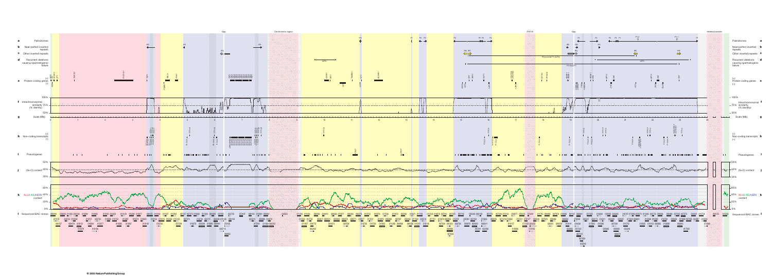a Palindromes

b Near-perfect inverted repeats

c Other inverted repeats

d Recurrent deletions causing spermatogenic failure

e Protein-coding genes (+) (–)

f Intrachromosomal similarity (% identity) 100% 75% 50%

g Scale (Mb)

h Non-coding transcripts (+) (–)

i Pseudogenes

j (G+C) content 50% 40% 30%

k ALU/LINE/HERV content 60% 40% 20% 0%

l Sequenced BAC clones

Gap

Centromeric region

DYZ19

Gap

Heterochromatin

© 2003 Nature Publishing Group